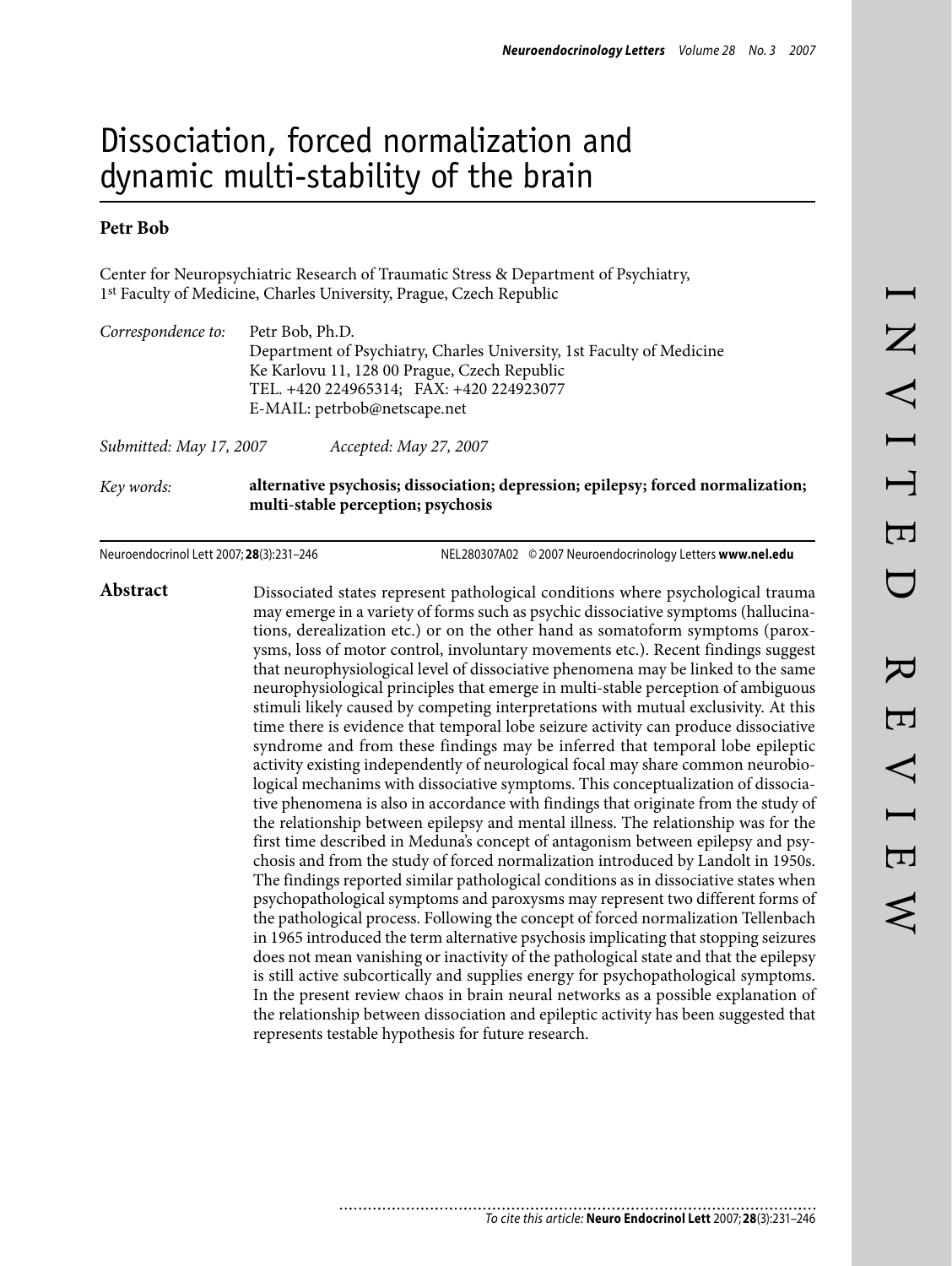# Dissociation, forced normalization and dynamic multi-stability of the brain

**Petr Bob**

Center for Neuropsychiatric Research of Traumatic Stress & Department of Psychiatry, 1[st] Faculty of Medicine, Charles University, Prague, Czech Republic

*Correspondence to:* Petr Bob, Ph.D.
Department of Psychiatry, Charles University, 1st Faculty of Medicine
Ke Karlovu 11, 128 00 Prague, Czech Republic
TEL. +420 224965314; FAX: +420 224923077
E-MAIL: petrbob@netscape.net

*Submitted: May 17, 2007* *Accepted: May 27, 2007*

*Key words:* **alternative psychosis; dissociation; depression; epilepsy; forced normalization; multi-stable perception; psychosis**

Neuroendocrinol Lett 2007; **28**(3):231–246 NEL280307A02 © 2007 Neuroendocrinology Letters **www.nel.edu**

## Abstract

Dissociated states represent pathological conditions where psychological trauma may emerge in a variety of forms such as psychic dissociative symptoms (hallucinations, derealization etc.) or on the other hand as somatoform symptoms (paroxysms, loss of motor control, involuntary movements etc.). Recent findings suggest that neurophysiological level of dissociative phenomena may be linked to the same neurophysiological principles that emerge in multi-stable perception of ambiguous stimuli likely caused by competing interpretations with mutual exclusivity. At this time there is evidence that temporal lobe seizure activity can produce dissociative syndrome and from these findings may be inferred that temporal lobe epileptic activity existing independently of neurological focal may share common neurobiological mechanims with dissociative symptoms. This conceptualization of dissociative phenomena is also in accordance with findings that originate from the study of the relationship between epilepsy and mental illness. The relationship was for the first time described in Meduna's concept of antagonism between epilepsy and psychosis and from the study of forced normalization introduced by Landolt in 1950s. The findings reported similar pathological conditions as in dissociative states when psychopathological symptoms and paroxysms may represent two different forms of the pathological process. Following the concept of forced normalization Tellenbach in 1965 introduced the term alternative psychosis implicating that stopping seizures does not mean vanishing or inactivity of the pathological state and that the epilepsy is still active subcortically and supplies energy for psychopathological symptoms. In the present review chaos in brain neural networks as a possible explanation of the relationship between dissociation and epileptic activity has been suggested that represents testable hypothesis for future research.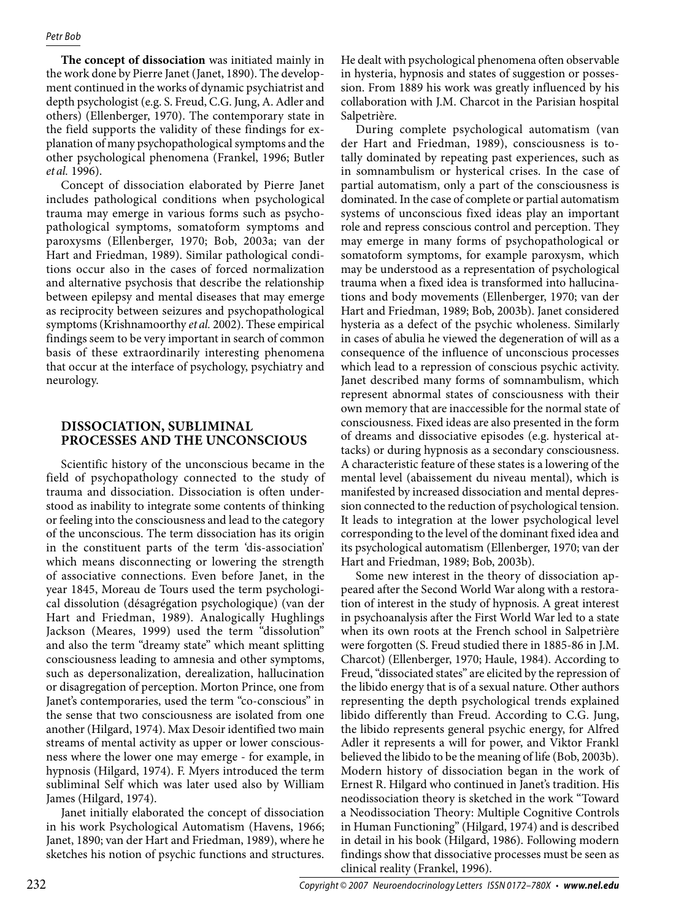**The concept of dissociation** was initiated mainly in the work done by Pierre Janet (Janet, 1890). The development continued in the works of dynamic psychiatrist and depth psychologist (e.g. S. Freud, C.G. Jung, A. Adler and others) (Ellenberger, 1970). The contemporary state in the field supports the validity of these findings for explanation of many psychopathological symptoms and the other psychological phenomena (Frankel, 1996; Butler *et al.* 1996).

Concept of dissociation elaborated by Pierre Janet includes pathological conditions when psychological trauma may emerge in various forms such as psychopathological symptoms, somatoform symptoms and paroxysms (Ellenberger, 1970; Bob, 2003a; van der Hart and Friedman, 1989). Similar pathological conditions occur also in the cases of forced normalization and alternative psychosis that describe the relationship between epilepsy and mental diseases that may emerge as reciprocity between seizures and psychopathological symptoms (Krishnamoorthy *et al.* 2002). These empirical findings seem to be very important in search of common basis of these extraordinarily interesting phenomena that occur at the interface of psychology, psychiatry and neurology.

## DISSOCIATION, SUBLIMINAL PROCESSES AND THE UNCONSCIOUS

Scientific history of the unconscious became in the field of psychopathology connected to the study of trauma and dissociation. Dissociation is often understood as inability to integrate some contents of thinking or feeling into the consciousness and lead to the category of the unconscious. The term dissociation has its origin in the constituent parts of the term 'dis-association' which means disconnecting or lowering the strength of associative connections. Even before Janet, in the year 1845, Moreau de Tours used the term psychological dissolution (désagrégation psychologique) (van der Hart and Friedman, 1989). Analogically Hughlings Jackson (Meares, 1999) used the term "dissolution" and also the term "dreamy state" which meant splitting consciousness leading to amnesia and other symptoms, such as depersonalization, derealization, hallucination or disagregation of perception. Morton Prince, one from Janet's contemporaries, used the term "co-conscious" in the sense that two consciousness are isolated from one another (Hilgard, 1974). Max Desoir identified two main streams of mental activity as upper or lower consciousness where the lower one may emerge - for example, in hypnosis (Hilgard, 1974). F. Myers introduced the term subliminal Self which was later used also by William James (Hilgard, 1974).

Janet initially elaborated the concept of dissociation in his work Psychological Automatism (Havens, 1966; Janet, 1890; van der Hart and Friedman, 1989), where he sketches his notion of psychic functions and structures. He dealt with psychological phenomena often observable in hysteria, hypnosis and states of suggestion or possession. From 1889 his work was greatly influenced by his collaboration with J.M. Charcot in the Parisian hospital Salpetrière.

During complete psychological automatism (van der Hart and Friedman, 1989), consciousness is totally dominated by repeating past experiences, such as in somnambulism or hysterical crises. In the case of partial automatism, only a part of the consciousness is dominated. In the case of complete or partial automatism systems of unconscious fixed ideas play an important role and repress conscious control and perception. They may emerge in many forms of psychopathological or somatoform symptoms, for example paroxysm, which may be understood as a representation of psychological trauma when a fixed idea is transformed into hallucinations and body movements (Ellenberger, 1970; van der Hart and Friedman, 1989; Bob, 2003b). Janet considered hysteria as a defect of the psychic wholeness. Similarly in cases of abulia he viewed the degeneration of will as a consequence of the influence of unconscious processes which lead to a repression of conscious psychic activity. Janet described many forms of somnambulism, which represent abnormal states of consciousness with their own memory that are inaccessible for the normal state of consciousness. Fixed ideas are also presented in the form of dreams and dissociative episodes (e.g. hysterical attacks) or during hypnosis as a secondary consciousness. A characteristic feature of these states is a lowering of the mental level (abaissement du niveau mental), which is manifested by increased dissociation and mental depression connected to the reduction of psychological tension. It leads to integration at the lower psychological level corresponding to the level of the dominant fixed idea and its psychological automatism (Ellenberger, 1970; van der Hart and Friedman, 1989; Bob, 2003b).

Some new interest in the theory of dissociation appeared after the Second World War along with a restoration of interest in the study of hypnosis. A great interest in psychoanalysis after the First World War led to a state when its own roots at the French school in Salpetrière were forgotten (S. Freud studied there in 1885-86 in J.M. Charcot) (Ellenberger, 1970; Haule, 1984). According to Freud, "dissociated states" are elicited by the repression of the libido energy that is of a sexual nature. Other authors representing the depth psychological trends explained libido differently than Freud. According to C.G. Jung, the libido represents general psychic energy, for Alfred Adler it represents a will for power, and Viktor Frankl believed the libido to be the meaning of life (Bob, 2003b). Modern history of dissociation began in the work of Ernest R. Hilgard who continued in Janet's tradition. His neodissociation theory is sketched in the work "Toward a Neodissociation Theory: Multiple Cognitive Controls in Human Functioning" (Hilgard, 1974) and is described in detail in his book (Hilgard, 1986). Following modern findings show that dissociative processes must be seen as clinical reality (Frankel, 1996).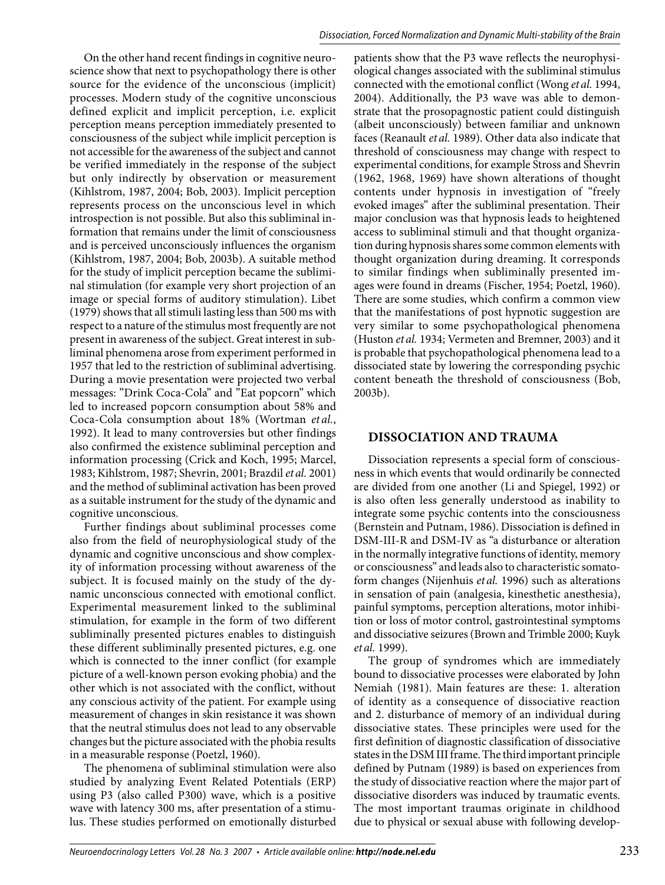On the other hand recent findings in cognitive neuroscience show that next to psychopathology there is other source for the evidence of the unconscious (implicit) processes. Modern study of the cognitive unconscious defined explicit and implicit perception, i.e. explicit perception means perception immediately presented to consciousness of the subject while implicit perception is not accessible for the awareness of the subject and cannot be verified immediately in the response of the subject but only indirectly by observation or measurement (Kihlstrom, 1987, 2004; Bob, 2003). Implicit perception represents process on the unconscious level in which introspection is not possible. But also this subliminal information that remains under the limit of consciousness and is perceived unconsciously influences the organism (Kihlstrom, 1987, 2004; Bob, 2003b). A suitable method for the study of implicit perception became the subliminal stimulation (for example very short projection of an image or special forms of auditory stimulation). Libet (1979) shows that all stimuli lasting less than 500 ms with respect to a nature of the stimulus most frequently are not present in awareness of the subject. Great interest in subliminal phenomena arose from experiment performed in 1957 that led to the restriction of subliminal advertising. During a movie presentation were projected two verbal messages: "Drink Coca-Cola" and "Eat popcorn" which led to increased popcorn consumption about 58% and Coca-Cola consumption about 18% (Wortman *et al.*, 1992). It lead to many controversies but other findings also confirmed the existence subliminal perception and information processing (Crick and Koch, 1995; Marcel, 1983; Kihlstrom, 1987; Shevrin, 2001; Brazdil *et al.* 2001) and the method of subliminal activation has been proved as a suitable instrument for the study of the dynamic and cognitive unconscious.

Further findings about subliminal processes come also from the field of neurophysiological study of the dynamic and cognitive unconscious and show complexity of information processing without awareness of the subject. It is focused mainly on the study of the dynamic unconscious connected with emotional conflict. Experimental measurement linked to the subliminal stimulation, for example in the form of two different subliminally presented pictures enables to distinguish these different subliminally presented pictures, e.g. one which is connected to the inner conflict (for example picture of a well-known person evoking phobia) and the other which is not associated with the conflict, without any conscious activity of the patient. For example using measurement of changes in skin resistance it was shown that the neutral stimulus does not lead to any observable changes but the picture associated with the phobia results in a measurable response (Poetzl, 1960).

The phenomena of subliminal stimulation were also studied by analyzing Event Related Potentials (ERP) using P3 (also called P300) wave, which is a positive wave with latency 300 ms, after presentation of a stimulus. These studies performed on emotionally disturbed patients show that the P3 wave reflects the neurophysiological changes associated with the subliminal stimulus connected with the emotional conflict (Wong *et al.* 1994, 2004). Additionally, the P3 wave was able to demonstrate that the prosopagnostic patient could distinguish (albeit unconsciously) between familiar and unknown faces (Reanault *et al.* 1989). Other data also indicate that threshold of consciousness may change with respect to experimental conditions, for example Stross and Shevrin (1962, 1968, 1969) have shown alterations of thought contents under hypnosis in investigation of "freely evoked images" after the subliminal presentation. Their major conclusion was that hypnosis leads to heightened access to subliminal stimuli and that thought organization during hypnosis shares some common elements with thought organization during dreaming. It corresponds to similar findings when subliminally presented images were found in dreams (Fischer, 1954; Poetzl, 1960). There are some studies, which confirm a common view that the manifestations of post hypnotic suggestion are very similar to some psychopathological phenomena (Huston *et al.* 1934; Vermeten and Bremner, 2003) and it is probable that psychopathological phenomena lead to a dissociated state by lowering the corresponding psychic content beneath the threshold of consciousness (Bob, 2003b).

## DISSOCIATION AND TRAUMA

Dissociation represents a special form of consciousness in which events that would ordinarily be connected are divided from one another (Li and Spiegel, 1992) or is also often less generally understood as inability to integrate some psychic contents into the consciousness (Bernstein and Putnam, 1986). Dissociation is defined in DSM-III-R and DSM-IV as "a disturbance or alteration in the normally integrative functions of identity, memory or consciousness" and leads also to characteristic somatoform changes (Nijenhuis *et al.* 1996) such as alterations in sensation of pain (analgesia, kinesthetic anesthesia), painful symptoms, perception alterations, motor inhibition or loss of motor control, gastrointestinal symptoms and dissociative seizures (Brown and Trimble 2000; Kuyk *et al.* 1999).

The group of syndromes which are immediately bound to dissociative processes were elaborated by John Nemiah (1981). Main features are these: 1. alteration of identity as a consequence of dissociative reaction and 2. disturbance of memory of an individual during dissociative states. These principles were used for the first definition of diagnostic classification of dissociative states in the DSM III frame. The third important principle defined by Putnam (1989) is based on experiences from the study of dissociative reaction where the major part of dissociative disorders was induced by traumatic events. The most important traumas originate in childhood due to physical or sexual abuse with following develop-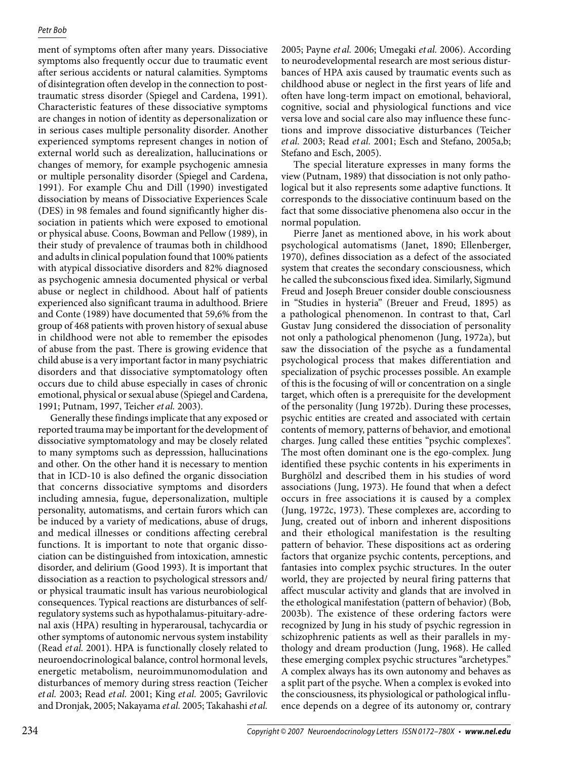ment of symptoms often after many years. Dissociative symptoms also frequently occur due to traumatic event after serious accidents or natural calamities. Symptoms of disintegration often develop in the connection to post-traumatic stress disorder (Spiegel and Cardena, 1991). Characteristic features of these dissociative symptoms are changes in notion of identity as depersonalization or in serious cases multiple personality disorder. Another experienced symptoms represent changes in notion of external world such as derealization, hallucinations or changes of memory, for example psychogenic amnesia or multiple personality disorder (Spiegel and Cardena, 1991). For example Chu and Dill (1990) investigated dissociation by means of Dissociative Experiences Scale (DES) in 98 females and found significantly higher dissociation in patients which were exposed to emotional or physical abuse. Coons, Bowman and Pellow (1989), in their study of prevalence of traumas both in childhood and adults in clinical population found that 100% patients with atypical dissociative disorders and 82% diagnosed as psychogenic amnesia documented physical or verbal abuse or neglect in childhood. About half of patients experienced also significant trauma in adulthood. Briere and Conte (1989) have documented that 59,6% from the group of 468 patients with proven history of sexual abuse in childhood were not able to remember the episodes of abuse from the past. There is growing evidence that child abuse is a very important factor in many psychiatric disorders and that dissociative symptomatology often occurs due to child abuse especially in cases of chronic emotional, physical or sexual abuse (Spiegel and Cardena, 1991; Putnam, 1997, Teicher *et al.* 2003).

Generally these findings implicate that any exposed or reported trauma may be important for the development of dissociative symptomatology and may be closely related to many symptoms such as depresssion, hallucinations and other. On the other hand it is necessary to mention that in ICD-10 is also defined the organic dissociation that concerns dissociative symptoms and disorders including amnesia, fugue, depersonalization, multiple personality, automatisms, and certain furors which can be induced by a variety of medications, abuse of drugs, and medical illnesses or conditions affecting cerebral functions. It is important to note that organic dissociation can be distinguished from intoxication, amnestic disorder, and delirium (Good 1993). It is important that dissociation as a reaction to psychological stressors and/or physical traumatic insult has various neurobiological consequences. Typical reactions are disturbances of self-regulatory systems such as hypothalamus-pituitary-adrenal axis (HPA) resulting in hyperarousal, tachycardia or other symptoms of autonomic nervous system instability (Read *et al.* 2001). HPA is functionally closely related to neuroendocrinological balance, control hormonal levels, energetic metabolism, neuroimmunomodulation and disturbances of memory during stress reaction (Teicher *et al.* 2003; Read *et al.* 2001; King *et al.* 2005; Gavrilovic and Dronjak, 2005; Nakayama *et al.* 2005; Takahashi *et al.* 2005; Payne *et al.* 2006; Umegaki *et al.* 2006). According to neurodevelopmental research are most serious disturbances of HPA axis caused by traumatic events such as childhood abuse or neglect in the first years of life and often have long-term impact on emotional, behavioral, cognitive, social and physiological functions and vice versa love and social care also may influence these functions and improve dissociative disturbances (Teicher *et al.* 2003; Read *et al.* 2001; Esch and Stefano, 2005a,b; Stefano and Esch, 2005).

The special literature expresses in many forms the view (Putnam, 1989) that dissociation is not only pathological but it also represents some adaptive functions. It corresponds to the dissociative continuum based on the fact that some dissociative phenomena also occur in the normal population.

Pierre Janet as mentioned above, in his work about psychological automatisms (Janet, 1890; Ellenberger, 1970), defines dissociation as a defect of the associated system that creates the secondary consciousness, which he called the subconscious fixed idea. Similarly, Sigmund Freud and Joseph Breuer consider double consciousness in "Studies in hysteria" (Breuer and Freud, 1895) as a pathological phenomenon. In contrast to that, Carl Gustav Jung considered the dissociation of personality not only a pathological phenomenon (Jung, 1972a), but saw the dissociation of the psyche as a fundamental psychological process that makes differentiation and specialization of psychic processes possible. An example of this is the focusing of will or concentration on a single target, which often is a prerequisite for the development of the personality (Jung 1972b). During these processes, psychic entities are created and associated with certain contents of memory, patterns of behavior, and emotional charges. Jung called these entities "psychic complexes". The most often dominant one is the ego-complex. Jung identified these psychic contents in his experiments in Burghölzl and described them in his studies of word associations (Jung, 1973). He found that when a defect occurs in free associations it is caused by a complex (Jung, 1972c, 1973). These complexes are, according to Jung, created out of inborn and inherent dispositions and their ethological manifestation is the resulting pattern of behavior. These dispositions act as ordering factors that organize psychic contents, perceptions, and fantasies into complex psychic structures. In the outer world, they are projected by neural firing patterns that affect muscular activity and glands that are involved in the ethological manifestation (pattern of behavior) (Bob, 2003b). The existence of these ordering factors were recognized by Jung in his study of psychic regression in schizophrenic patients as well as their parallels in mythology and dream production (Jung, 1968). He called these emerging complex psychic structures "archetypes." A complex always has its own autonomy and behaves as a split part of the psyche. When a complex is evoked into the consciousness, its physiological or pathological influence depends on a degree of its autonomy or, contrary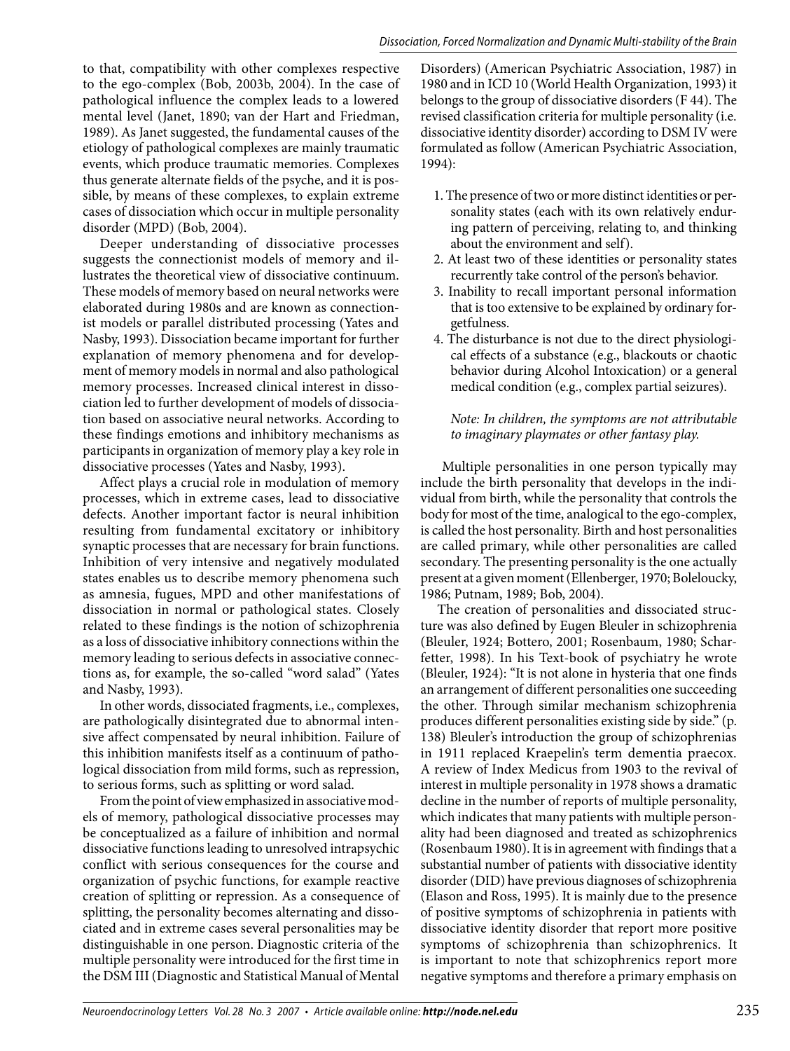to that, compatibility with other complexes respective to the ego-complex (Bob, 2003b, 2004). In the case of pathological influence the complex leads to a lowered mental level (Janet, 1890; van der Hart and Friedman, 1989). As Janet suggested, the fundamental causes of the etiology of pathological complexes are mainly traumatic events, which produce traumatic memories. Complexes thus generate alternate fields of the psyche, and it is possible, by means of these complexes, to explain extreme cases of dissociation which occur in multiple personality disorder (MPD) (Bob, 2004).

Deeper understanding of dissociative processes suggests the connectionist models of memory and illustrates the theoretical view of dissociative continuum. These models of memory based on neural networks were elaborated during 1980s and are known as connectionist models or parallel distributed processing (Yates and Nasby, 1993). Dissociation became important for further explanation of memory phenomena and for development of memory models in normal and also pathological memory processes. Increased clinical interest in dissociation led to further development of models of dissociation based on associative neural networks. According to these findings emotions and inhibitory mechanisms as participants in organization of memory play a key role in dissociative processes (Yates and Nasby, 1993).

Affect plays a crucial role in modulation of memory processes, which in extreme cases, lead to dissociative defects. Another important factor is neural inhibition resulting from fundamental excitatory or inhibitory synaptic processes that are necessary for brain functions. Inhibition of very intensive and negatively modulated states enables us to describe memory phenomena such as amnesia, fugues, MPD and other manifestations of dissociation in normal or pathological states. Closely related to these findings is the notion of schizophrenia as a loss of dissociative inhibitory connections within the memory leading to serious defects in associative connections as, for example, the so-called "word salad" (Yates and Nasby, 1993).

In other words, dissociated fragments, i.e., complexes, are pathologically disintegrated due to abnormal intensive affect compensated by neural inhibition. Failure of this inhibition manifests itself as a continuum of pathological dissociation from mild forms, such as repression, to serious forms, such as splitting or word salad.

From the point of view emphasized in associative models of memory, pathological dissociative processes may be conceptualized as a failure of inhibition and normal dissociative functions leading to unresolved intrapsychic conflict with serious consequences for the course and organization of psychic functions, for example reactive creation of splitting or repression. As a consequence of splitting, the personality becomes alternating and dissociated and in extreme cases several personalities may be distinguishable in one person. Diagnostic criteria of the multiple personality were introduced for the first time in the DSM III (Diagnostic and Statistical Manual of Mental Disorders) (American Psychiatric Association, 1987) in 1980 and in ICD 10 (World Health Organization, 1993) it belongs to the group of dissociative disorders (F 44). The revised classification criteria for multiple personality (i.e. dissociative identity disorder) according to DSM IV were formulated as follow (American Psychiatric Association, 1994):

1. The presence of two or more distinct identities or personality states (each with its own relatively enduring pattern of perceiving, relating to, and thinking about the environment and self).
2. At least two of these identities or personality states recurrently take control of the person's behavior.
3. Inability to recall important personal information that is too extensive to be explained by ordinary forgetfulness.
4. The disturbance is not due to the direct physiological effects of a substance (e.g., blackouts or chaotic behavior during Alcohol Intoxication) or a general medical condition (e.g., complex partial seizures).

*Note: In children, the symptoms are not attributable to imaginary playmates or other fantasy play.*

Multiple personalities in one person typically may include the birth personality that develops in the individual from birth, while the personality that controls the body for most of the time, analogical to the ego-complex, is called the host personality. Birth and host personalities are called primary, while other personalities are called secondary. The presenting personality is the one actually present at a given moment (Ellenberger, 1970; Boleloucky, 1986; Putnam, 1989; Bob, 2004).

The creation of personalities and dissociated structure was also defined by Eugen Bleuler in schizophrenia (Bleuler, 1924; Bottero, 2001; Rosenbaum, 1980; Scharfetter, 1998). In his Text-book of psychiatry he wrote (Bleuler, 1924): "It is not alone in hysteria that one finds an arrangement of different personalities one succeeding the other. Through similar mechanism schizophrenia produces different personalities existing side by side." (p. 138) Bleuler's introduction the group of schizophrenias in 1911 replaced Kraepelin's term dementia praecox. A review of Index Medicus from 1903 to the revival of interest in multiple personality in 1978 shows a dramatic decline in the number of reports of multiple personality, which indicates that many patients with multiple personality had been diagnosed and treated as schizophrenics (Rosenbaum 1980). It is in agreement with findings that a substantial number of patients with dissociative identity disorder (DID) have previous diagnoses of schizophrenia (Elason and Ross, 1995). It is mainly due to the presence of positive symptoms of schizophrenia in patients with dissociative identity disorder that report more positive symptoms of schizophrenia than schizophrenics. It is important to note that schizophrenics report more negative symptoms and therefore a primary emphasis on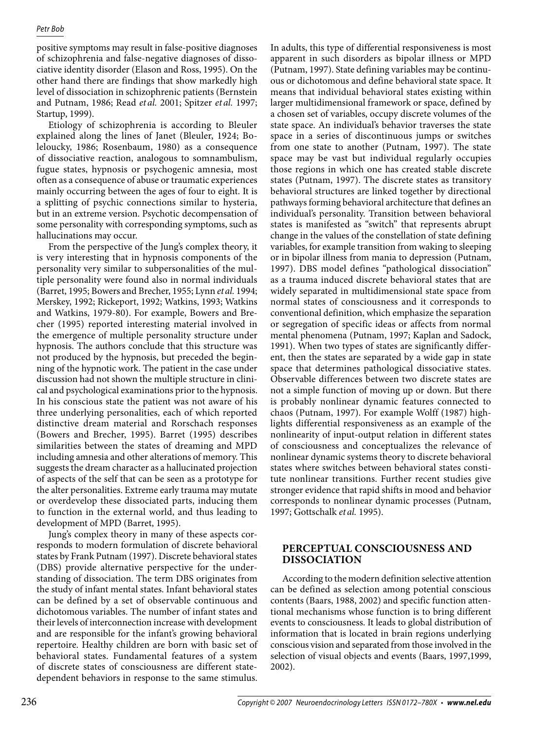positive symptoms may result in false-positive diagnoses of schizophrenia and false-negative diagnoses of dissociative identity disorder (Elason and Ross, 1995). On the other hand there are findings that show markedly high level of dissociation in schizophrenic patients (Bernstein and Putnam, 1986; Read *et al.* 2001; Spitzer *et al.* 1997; Startup, 1999).

Etiology of schizophrenia is according to Bleuler explained along the lines of Janet (Bleuler, 1924; Boleloucky, 1986; Rosenbaum, 1980) as a consequence of dissociative reaction, analogous to somnambulism, fugue states, hypnosis or psychogenic amnesia, most often as a consequence of abuse or traumatic experiences mainly occurring between the ages of four to eight. It is a splitting of psychic connections similar to hysteria, but in an extreme version. Psychotic decompensation of some personality with corresponding symptoms, such as hallucinations may occur.

From the perspective of the Jung's complex theory, it is very interesting that in hypnosis components of the personality very similar to subpersonalities of the multiple personality were found also in normal individuals (Barret, 1995; Bowers and Brecher, 1955; Lynn *et al.* 1994; Merskey, 1992; Rickeport, 1992; Watkins, 1993; Watkins and Watkins, 1979-80). For example, Bowers and Brecher (1995) reported interesting material involved in the emergence of multiple personality structure under hypnosis. The authors conclude that this structure was not produced by the hypnosis, but preceded the beginning of the hypnotic work. The patient in the case under discussion had not shown the multiple structure in clinical and psychological examinations prior to the hypnosis. In his conscious state the patient was not aware of his three underlying personalities, each of which reported distinctive dream material and Rorschach responses (Bowers and Brecher, 1995). Barret (1995) describes similarities between the states of dreaming and MPD including amnesia and other alterations of memory. This suggests the dream character as a hallucinated projection of aspects of the self that can be seen as a prototype for the alter personalities. Extreme early trauma may mutate or overdevelop these dissociated parts, inducing them to function in the external world, and thus leading to development of MPD (Barret, 1995).

Jung's complex theory in many of these aspects corresponds to modern formulation of discrete behavioral states by Frank Putnam (1997). Discrete behavioral states (DBS) provide alternative perspective for the understanding of dissociation. The term DBS originates from the study of infant mental states. Infant behavioral states can be defined by a set of observable continuous and dichotomous variables. The number of infant states and their levels of interconnection increase with development and are responsible for the infant's growing behavioral repertoire. Healthy children are born with basic set of behavioral states. Fundamental features of a system of discrete states of consciousness are different state-dependent behaviors in response to the same stimulus. In adults, this type of differential responsiveness is most apparent in such disorders as bipolar illness or MPD (Putnam, 1997). State defining variables may be continuous or dichotomous and define behavioral state space. It means that individual behavioral states existing within larger multidimensional framework or space, defined by a chosen set of variables, occupy discrete volumes of the state space. An individual's behavior traverses the state space in a series of discontinuous jumps or switches from one state to another (Putnam, 1997). The state space may be vast but individual regularly occupies those regions in which one has created stable discrete states (Putnam, 1997). The discrete states as transitory behavioral structures are linked together by directional pathways forming behavioral architecture that defines an individual's personality. Transition between behavioral states is manifested as "switch" that represents abrupt change in the values of the constellation of state defining variables, for example transition from waking to sleeping or in bipolar illness from mania to depression (Putnam, 1997). DBS model defines "pathological dissociation" as a trauma induced discrete behavioral states that are widely separated in multidimensional state space from normal states of consciousness and it corresponds to conventional definition, which emphasize the separation or segregation of specific ideas or affects from normal mental phenomena (Putnam, 1997; Kaplan and Sadock, 1991). When two types of states are significantly different, then the states are separated by a wide gap in state space that determines pathological dissociative states. Observable differences between two discrete states are not a simple function of moving up or down. But there is probably nonlinear dynamic features connected to chaos (Putnam, 1997). For example Wolff (1987) highlights differential responsiveness as an example of the nonlinearity of input-output relation in different states of consciousness and conceptualizes the relevance of nonlinear dynamic systems theory to discrete behavioral states where switches between behavioral states constitute nonlinear transitions. Further recent studies give stronger evidence that rapid shifts in mood and behavior corresponds to nonlinear dynamic processes (Putnam, 1997; Gottschalk *et al.* 1995).

## PERCEPTUAL CONSCIOUSNESS AND DISSOCIATION

According to the modern definition selective attention can be defined as selection among potential conscious contents (Baars, 1988, 2002) and specific function attentional mechanisms whose function is to bring different events to consciousness. It leads to global distribution of information that is located in brain regions underlying conscious vision and separated from those involved in the selection of visual objects and events (Baars, 1997,1999, 2002).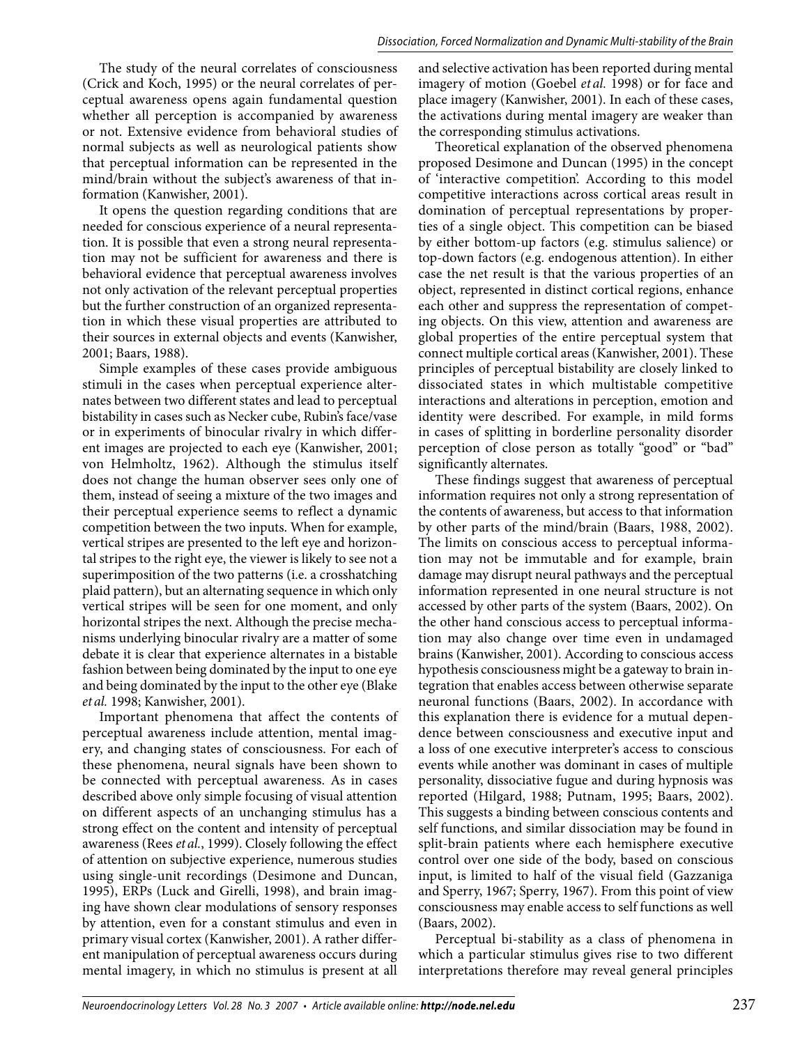The study of the neural correlates of consciousness (Crick and Koch, 1995) or the neural correlates of perceptual awareness opens again fundamental question whether all perception is accompanied by awareness or not. Extensive evidence from behavioral studies of normal subjects as well as neurological patients show that perceptual information can be represented in the mind/brain without the subject's awareness of that information (Kanwisher, 2001).

It opens the question regarding conditions that are needed for conscious experience of a neural representation. It is possible that even a strong neural representation may not be sufficient for awareness and there is behavioral evidence that perceptual awareness involves not only activation of the relevant perceptual properties but the further construction of an organized representation in which these visual properties are attributed to their sources in external objects and events (Kanwisher, 2001; Baars, 1988).

Simple examples of these cases provide ambiguous stimuli in the cases when perceptual experience alternates between two different states and lead to perceptual bistability in cases such as Necker cube, Rubin's face/vase or in experiments of binocular rivalry in which different images are projected to each eye (Kanwisher, 2001; von Helmholtz, 1962). Although the stimulus itself does not change the human observer sees only one of them, instead of seeing a mixture of the two images and their perceptual experience seems to reflect a dynamic competition between the two inputs. When for example, vertical stripes are presented to the left eye and horizontal stripes to the right eye, the viewer is likely to see not a superimposition of the two patterns (i.e. a crosshatching plaid pattern), but an alternating sequence in which only vertical stripes will be seen for one moment, and only horizontal stripes the next. Although the precise mechanisms underlying binocular rivalry are a matter of some debate it is clear that experience alternates in a bistable fashion between being dominated by the input to one eye and being dominated by the input to the other eye (Blake *et al.* 1998; Kanwisher, 2001).

Important phenomena that affect the contents of perceptual awareness include attention, mental imagery, and changing states of consciousness. For each of these phenomena, neural signals have been shown to be connected with perceptual awareness. As in cases described above only simple focusing of visual attention on different aspects of an unchanging stimulus has a strong effect on the content and intensity of perceptual awareness (Rees *et al.*, 1999). Closely following the effect of attention on subjective experience, numerous studies using single-unit recordings (Desimone and Duncan, 1995), ERPs (Luck and Girelli, 1998), and brain imaging have shown clear modulations of sensory responses by attention, even for a constant stimulus and even in primary visual cortex (Kanwisher, 2001). A rather different manipulation of perceptual awareness occurs during mental imagery, in which no stimulus is present at all and selective activation has been reported during mental imagery of motion (Goebel *et al.* 1998) or for face and place imagery (Kanwisher, 2001). In each of these cases, the activations during mental imagery are weaker than the corresponding stimulus activations.

Theoretical explanation of the observed phenomena proposed Desimone and Duncan (1995) in the concept of 'interactive competition'. According to this model competitive interactions across cortical areas result in domination of perceptual representations by properties of a single object. This competition can be biased by either bottom-up factors (e.g. stimulus salience) or top-down factors (e.g. endogenous attention). In either case the net result is that the various properties of an object, represented in distinct cortical regions, enhance each other and suppress the representation of competing objects. On this view, attention and awareness are global properties of the entire perceptual system that connect multiple cortical areas (Kanwisher, 2001). These principles of perceptual bistability are closely linked to dissociated states in which multistable competitive interactions and alterations in perception, emotion and identity were described. For example, in mild forms in cases of splitting in borderline personality disorder perception of close person as totally "good" or "bad" significantly alternates.

These findings suggest that awareness of perceptual information requires not only a strong representation of the contents of awareness, but access to that information by other parts of the mind/brain (Baars, 1988, 2002). The limits on conscious access to perceptual information may not be immutable and for example, brain damage may disrupt neural pathways and the perceptual information represented in one neural structure is not accessed by other parts of the system (Baars, 2002). On the other hand conscious access to perceptual information may also change over time even in undamaged brains (Kanwisher, 2001). According to conscious access hypothesis consciousness might be a gateway to brain integration that enables access between otherwise separate neuronal functions (Baars, 2002). In accordance with this explanation there is evidence for a mutual dependence between consciousness and executive input and a loss of one executive interpreter's access to conscious events while another was dominant in cases of multiple personality, dissociative fugue and during hypnosis was reported (Hilgard, 1988; Putnam, 1995; Baars, 2002). This suggests a binding between conscious contents and self functions, and similar dissociation may be found in split-brain patients where each hemisphere executive control over one side of the body, based on conscious input, is limited to half of the visual field (Gazzaniga and Sperry, 1967; Sperry, 1967). From this point of view consciousness may enable access to self functions as well (Baars, 2002).

Perceptual bi-stability as a class of phenomena in which a particular stimulus gives rise to two different interpretations therefore may reveal general principles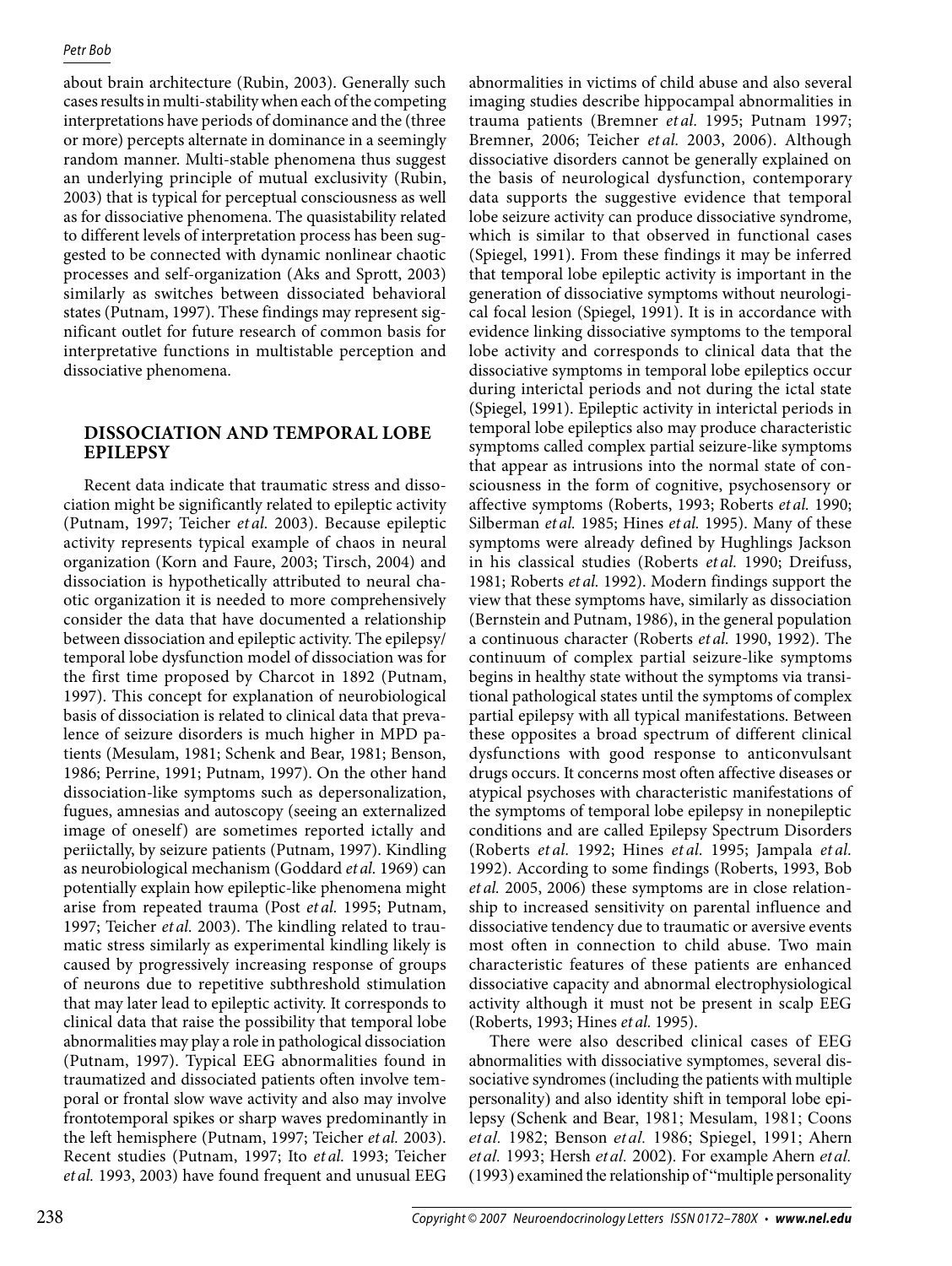about brain architecture (Rubin, 2003). Generally such cases results in multi-stability when each of the competing interpretations have periods of dominance and the (three or more) percepts alternate in dominance in a seemingly random manner. Multi-stable phenomena thus suggest an underlying principle of mutual exclusivity (Rubin, 2003) that is typical for perceptual consciousness as well as for dissociative phenomena. The quasistability related to different levels of interpretation process has been suggested to be connected with dynamic nonlinear chaotic processes and self-organization (Aks and Sprott, 2003) similarly as switches between dissociated behavioral states (Putnam, 1997). These findings may represent significant outlet for future research of common basis for interpretative functions in multistable perception and dissociative phenomena.

## DISSOCIATION AND TEMPORAL LOBE EPILEPSY

Recent data indicate that traumatic stress and dissociation might be significantly related to epileptic activity (Putnam, 1997; Teicher *et al.* 2003). Because epileptic activity represents typical example of chaos in neural organization (Korn and Faure, 2003; Tirsch, 2004) and dissociation is hypothetically attributed to neural chaotic organization it is needed to more comprehensively consider the data that have documented a relationship between dissociation and epileptic activity. The epilepsy/temporal lobe dysfunction model of dissociation was for the first time proposed by Charcot in 1892 (Putnam, 1997). This concept for explanation of neurobiological basis of dissociation is related to clinical data that prevalence of seizure disorders is much higher in MPD patients (Mesulam, 1981; Schenk and Bear, 1981; Benson, 1986; Perrine, 1991; Putnam, 1997). On the other hand dissociation-like symptoms such as depersonalization, fugues, amnesias and autoscopy (seeing an externalized image of oneself) are sometimes reported ictally and periictally, by seizure patients (Putnam, 1997). Kindling as neurobiological mechanism (Goddard *et al.* 1969) can potentially explain how epileptic-like phenomena might arise from repeated trauma (Post *et al.* 1995; Putnam, 1997; Teicher *et al.* 2003). The kindling related to traumatic stress similarly as experimental kindling likely is caused by progressively increasing response of groups of neurons due to repetitive subthreshold stimulation that may later lead to epileptic activity. It corresponds to clinical data that raise the possibility that temporal lobe abnormalities may play a role in pathological dissociation (Putnam, 1997). Typical EEG abnormalities found in traumatized and dissociated patients often involve temporal or frontal slow wave activity and also may involve frontotemporal spikes or sharp waves predominantly in the left hemisphere (Putnam, 1997; Teicher *et al.* 2003). Recent studies (Putnam, 1997; Ito *et al.* 1993; Teicher *et al.* 1993, 2003) have found frequent and unusual EEG abnormalities in victims of child abuse and also several imaging studies describe hippocampal abnormalities in trauma patients (Bremner *et al.* 1995; Putnam 1997; Bremner, 2006; Teicher *et al.* 2003, 2006). Although dissociative disorders cannot be generally explained on the basis of neurological dysfunction, contemporary data supports the suggestive evidence that temporal lobe seizure activity can produce dissociative syndrome, which is similar to that observed in functional cases (Spiegel, 1991). From these findings it may be inferred that temporal lobe epileptic activity is important in the generation of dissociative symptoms without neurological focal lesion (Spiegel, 1991). It is in accordance with evidence linking dissociative symptoms to the temporal lobe activity and corresponds to clinical data that the dissociative symptoms in temporal lobe epileptics occur during interictal periods and not during the ictal state (Spiegel, 1991). Epileptic activity in interictal periods in temporal lobe epileptics also may produce characteristic symptoms called complex partial seizure-like symptoms that appear as intrusions into the normal state of consciousness in the form of cognitive, psychosensory or affective symptoms (Roberts, 1993; Roberts *et al.* 1990; Silberman *et al.* 1985; Hines *et al.* 1995). Many of these symptoms were already defined by Hughlings Jackson in his classical studies (Roberts *et al.* 1990; Dreifuss, 1981; Roberts *et al.* 1992). Modern findings support the view that these symptoms have, similarly as dissociation (Bernstein and Putnam, 1986), in the general population a continuous character (Roberts *et al.* 1990, 1992). The continuum of complex partial seizure-like symptoms begins in healthy state without the symptoms via transitional pathological states until the symptoms of complex partial epilepsy with all typical manifestations. Between these opposites a broad spectrum of different clinical dysfunctions with good response to anticonvulsant drugs occurs. It concerns most often affective diseases or atypical psychoses with characteristic manifestations of the symptoms of temporal lobe epilepsy in nonepileptic conditions and are called Epilepsy Spectrum Disorders (Roberts *et al.* 1992; Hines *et al.* 1995; Jampala *et al.* 1992). According to some findings (Roberts, 1993, Bob *et al.* 2005, 2006) these symptoms are in close relationship to increased sensitivity on parental influence and dissociative tendency due to traumatic or aversive events most often in connection to child abuse. Two main characteristic features of these patients are enhanced dissociative capacity and abnormal electrophysiological activity although it must not be present in scalp EEG (Roberts, 1993; Hines *et al.* 1995).

There were also described clinical cases of EEG abnormalities with dissociative symptomes, several dissociative syndromes (including the patients with multiple personality) and also identity shift in temporal lobe epilepsy (Schenk and Bear, 1981; Mesulam, 1981; Coons *et al.* 1982; Benson *et al.* 1986; Spiegel, 1991; Ahern *et al.* 1993; Hersh *et al.* 2002). For example Ahern *et al.* (1993) examined the relationship of "multiple personality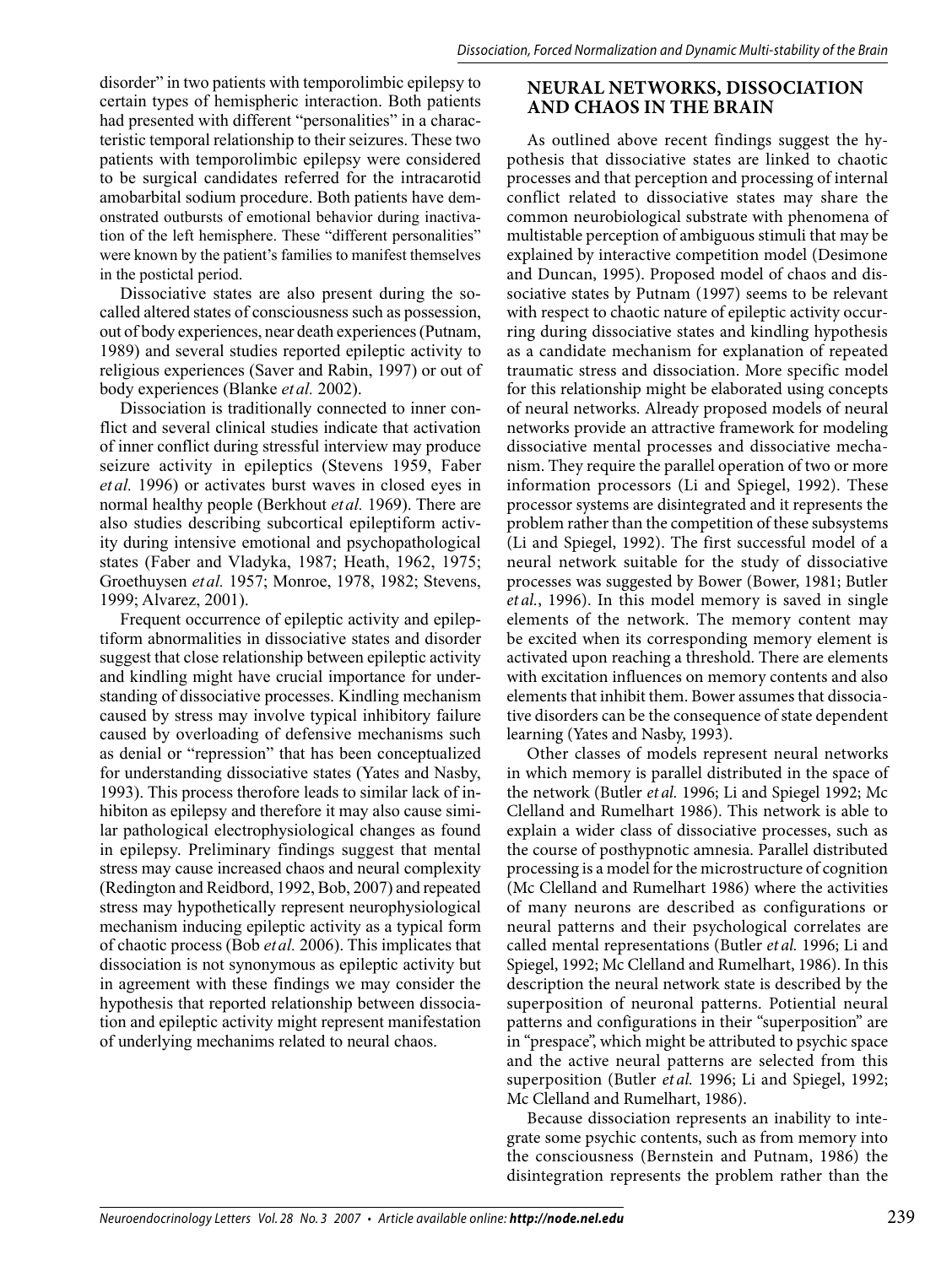disorder" in two patients with temporolimbic epilepsy to certain types of hemispheric interaction. Both patients had presented with different "personalities" in a characteristic temporal relationship to their seizures. These two patients with temporolimbic epilepsy were considered to be surgical candidates referred for the intracarotid amobarbital sodium procedure. Both patients have demonstrated outbursts of emotional behavior during inactivation of the left hemisphere. These "different personalities" were known by the patient's families to manifest themselves in the postictal period.

Dissociative states are also present during the so-called altered states of consciousness such as possession, out of body experiences, near death experiences (Putnam, 1989) and several studies reported epileptic activity to religious experiences (Saver and Rabin, 1997) or out of body experiences (Blanke *et al.* 2002).

Dissociation is traditionally connected to inner conflict and several clinical studies indicate that activation of inner conflict during stressful interview may produce seizure activity in epileptics (Stevens 1959, Faber *et al.* 1996) or activates burst waves in closed eyes in normal healthy people (Berkhout *et al.* 1969). There are also studies describing subcortical epileptiform activity during intensive emotional and psychopathological states (Faber and Vladyka, 1987; Heath, 1962, 1975; Groethuysen *et al.* 1957; Monroe, 1978, 1982; Stevens, 1999; Alvarez, 2001).

Frequent occurrence of epileptic activity and epileptiform abnormalities in dissociative states and disorder suggest that close relationship between epileptic activity and kindling might have crucial importance for understanding of dissociative processes. Kindling mechanism caused by stress may involve typical inhibitory failure caused by overloading of defensive mechanisms such as denial or "repression" that has been conceptualized for understanding dissociative states (Yates and Nasby, 1993). This process therofore leads to similar lack of inhibiton as epilepsy and therefore it may also cause similar pathological electrophysiological changes as found in epilepsy. Preliminary findings suggest that mental stress may cause increased chaos and neural complexity (Redington and Reidbord, 1992, Bob, 2007) and repeated stress may hypothetically represent neurophysiological mechanism inducing epileptic activity as a typical form of chaotic process (Bob *et al.* 2006). This implicates that dissociation is not synonymous as epileptic activity but in agreement with these findings we may consider the hypothesis that reported relationship between dissociation and epileptic activity might represent manifestation of underlying mechanims related to neural chaos.

## NEURAL NETWORKS, DISSOCIATION AND CHAOS IN THE BRAIN

As outlined above recent findings suggest the hypothesis that dissociative states are linked to chaotic processes and that perception and processing of internal conflict related to dissociative states may share the common neurobiological substrate with phenomena of multistable perception of ambiguous stimuli that may be explained by interactive competition model (Desimone and Duncan, 1995). Proposed model of chaos and dissociative states by Putnam (1997) seems to be relevant with respect to chaotic nature of epileptic activity occurring during dissociative states and kindling hypothesis as a candidate mechanism for explanation of repeated traumatic stress and dissociation. More specific model for this relationship might be elaborated using concepts of neural networks. Already proposed models of neural networks provide an attractive framework for modeling dissociative mental processes and dissociative mechanism. They require the parallel operation of two or more information processors (Li and Spiegel, 1992). These processor systems are disintegrated and it represents the problem rather than the competition of these subsystems (Li and Spiegel, 1992). The first successful model of a neural network suitable for the study of dissociative processes was suggested by Bower (Bower, 1981; Butler *et al.*, 1996). In this model memory is saved in single elements of the network. The memory content may be excited when its corresponding memory element is activated upon reaching a threshold. There are elements with excitation influences on memory contents and also elements that inhibit them. Bower assumes that dissociative disorders can be the consequence of state dependent learning (Yates and Nasby, 1993).

Other classes of models represent neural networks in which memory is parallel distributed in the space of the network (Butler *et al.* 1996; Li and Spiegel 1992; Mc Clelland and Rumelhart 1986). This network is able to explain a wider class of dissociative processes, such as the course of posthypnotic amnesia. Parallel distributed processing is a model for the microstructure of cognition (Mc Clelland and Rumelhart 1986) where the activities of many neurons are described as configurations or neural patterns and their psychological correlates are called mental representations (Butler *et al.* 1996; Li and Spiegel, 1992; Mc Clelland and Rumelhart, 1986). In this description the neural network state is described by the superposition of neuronal patterns. Potiential neural patterns and configurations in their "superposition" are in "prespace", which might be attributed to psychic space and the active neural patterns are selected from this superposition (Butler *et al.* 1996; Li and Spiegel, 1992; Mc Clelland and Rumelhart, 1986).

Because dissociation represents an inability to integrate some psychic contents, such as from memory into the consciousness (Bernstein and Putnam, 1986) the disintegration represents the problem rather than the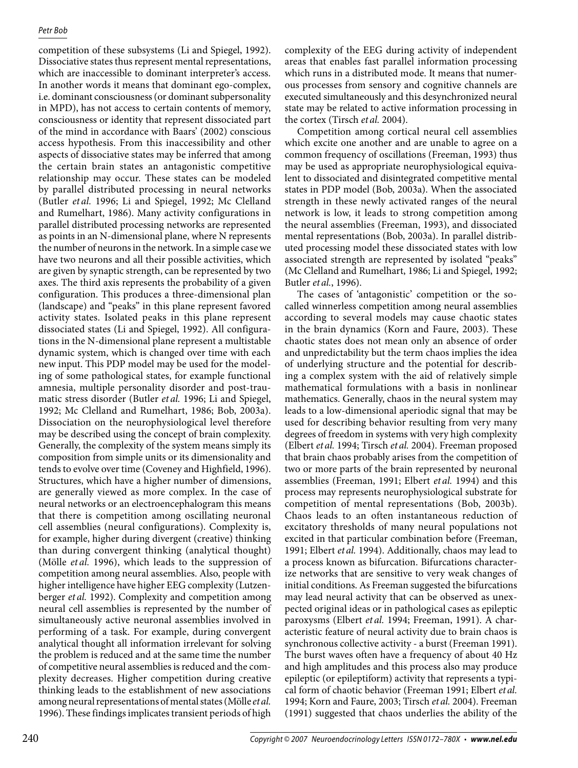competition of these subsystems (Li and Spiegel, 1992). Dissociative states thus represent mental representations, which are inaccessible to dominant interpreter's access. In another words it means that dominant ego-complex, i.e. dominant consciousness (or dominant subpersonality in MPD), has not access to certain contents of memory, consciousness or identity that represent dissociated part of the mind in accordance with Baars' (2002) conscious access hypothesis. From this inaccessibility and other aspects of dissociative states may be inferred that among the certain brain states an antagonistic competitive relationship may occur. These states can be modeled by parallel distributed processing in neural networks (Butler *et al.* 1996; Li and Spiegel, 1992; Mc Clelland and Rumelhart, 1986). Many activity configurations in parallel distributed processing networks are represented as points in an N-dimensional plane, where N represents the number of neurons in the network. In a simple case we have two neurons and all their possible activities, which are given by synaptic strength, can be represented by two axes. The third axis represents the probability of a given configuration. This produces a three-dimensional plan (landscape) and "peaks" in this plane represent favored activity states. Isolated peaks in this plane represent dissociated states (Li and Spiegel, 1992). All configurations in the N-dimensional plane represent a multistable dynamic system, which is changed over time with each new input. This PDP model may be used for the modeling of some pathological states, for example functional amnesia, multiple personality disorder and post-traumatic stress disorder (Butler *et al.* 1996; Li and Spiegel, 1992; Mc Clelland and Rumelhart, 1986; Bob, 2003a). Dissociation on the neurophysiological level therefore may be described using the concept of brain complexity. Generally, the complexity of the system means simply its composition from simple units or its dimensionality and tends to evolve over time (Coveney and Highfield, 1996). Structures, which have a higher number of dimensions, are generally viewed as more complex. In the case of neural networks or an electroencephalogram this means that there is competition among oscillating neuronal cell assemblies (neural configurations). Complexity is, for example, higher during divergent (creative) thinking than during convergent thinking (analytical thought) (Mölle *et al.* 1996), which leads to the suppression of competition among neural assemblies. Also, people with higher intelligence have higher EEG complexity (Lutzenberger *et al.* 1992). Complexity and competition among neural cell assemblies is represented by the number of simultaneously active neuronal assemblies involved in performing of a task. For example, during convergent analytical thought all information irrelevant for solving the problem is reduced and at the same time the number of competitive neural assemblies is reduced and the complexity decreases. Higher competition during creative thinking leads to the establishment of new associations among neural representations of mental states (Mölle *et al.* 1996). These findings implicates transient periods of high complexity of the EEG during activity of independent areas that enables fast parallel information processing which runs in a distributed mode. It means that numerous processes from sensory and cognitive channels are executed simultaneously and this desynchronized neural state may be related to active information processing in the cortex (Tirsch *et al.* 2004).

Competition among cortical neural cell assemblies which excite one another and are unable to agree on a common frequency of oscillations (Freeman, 1993) thus may be used as appropriate neurophysiological equivalent to dissociated and disintegrated competitive mental states in PDP model (Bob, 2003a). When the associated strength in these newly activated ranges of the neural network is low, it leads to strong competition among the neural assemblies (Freeman, 1993), and dissociated mental representations (Bob, 2003a). In parallel distributed processing model these dissociated states with low associated strength are represented by isolated "peaks" (Mc Clelland and Rumelhart, 1986; Li and Spiegel, 1992; Butler *et al.*, 1996).

The cases of 'antagonistic' competition or the so-called winnerless competition among neural assemblies according to several models may cause chaotic states in the brain dynamics (Korn and Faure, 2003). These chaotic states does not mean only an absence of order and unpredictability but the term chaos implies the idea of underlying structure and the potential for describing a complex system with the aid of relatively simple mathematical formulations with a basis in nonlinear mathematics. Generally, chaos in the neural system may leads to a low-dimensional aperiodic signal that may be used for describing behavior resulting from very many degrees of freedom in systems with very high complexity (Elbert *et al.* 1994; Tirsch *et al.* 2004). Freeman proposed that brain chaos probably arises from the competition of two or more parts of the brain represented by neuronal assemblies (Freeman, 1991; Elbert *et al.* 1994) and this process may represents neurophysiological substrate for competition of mental representations (Bob, 2003b). Chaos leads to an often instantaneous reduction of excitatory thresholds of many neural populations not excited in that particular combination before (Freeman, 1991; Elbert *et al.* 1994). Additionally, chaos may lead to a process known as bifurcation. Bifurcations characterize networks that are sensitive to very weak changes of initial conditions. As Freeman suggested the bifurcations may lead neural activity that can be observed as unexpected original ideas or in pathological cases as epileptic paroxysms (Elbert *et al.* 1994; Freeman, 1991). A characteristic feature of neural activity due to brain chaos is synchronous collective activity - a burst (Freeman 1991). The burst waves often have a frequency of about 40 Hz and high amplitudes and this process also may produce epileptic (or epileptiform) activity that represents a typical form of chaotic behavior (Freeman 1991; Elbert *et al.* 1994; Korn and Faure, 2003; Tirsch *et al.* 2004). Freeman (1991) suggested that chaos underlies the ability of the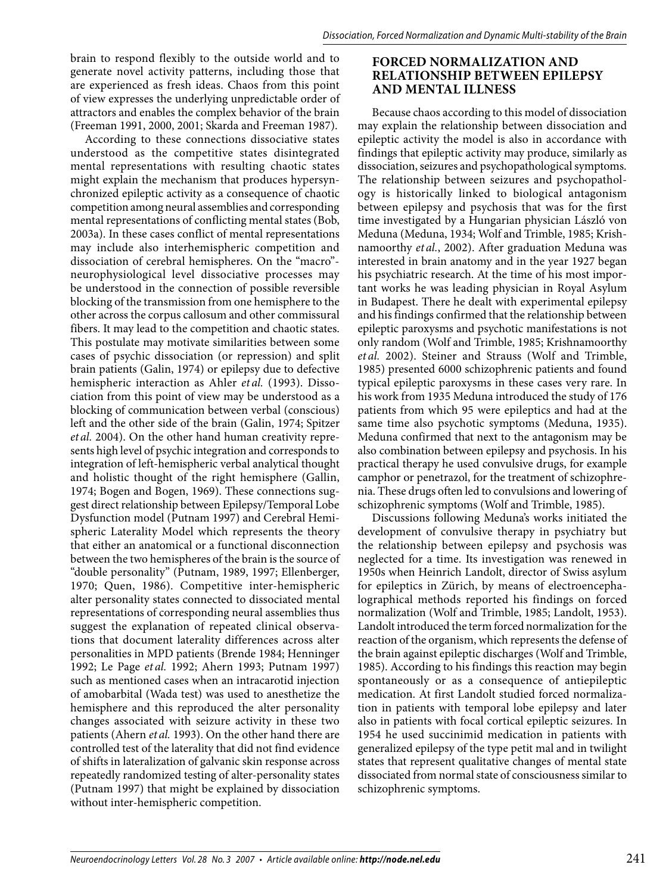brain to respond flexibly to the outside world and to generate novel activity patterns, including those that are experienced as fresh ideas. Chaos from this point of view expresses the underlying unpredictable order of attractors and enables the complex behavior of the brain (Freeman 1991, 2000, 2001; Skarda and Freeman 1987).

According to these connections dissociative states understood as the competitive states disintegrated mental representations with resulting chaotic states might explain the mechanism that produces hypersynchronized epileptic activity as a consequence of chaotic competition among neural assemblies and corresponding mental representations of conflicting mental states (Bob, 2003a). In these cases conflict of mental representations may include also interhemispheric competition and dissociation of cerebral hemispheres. On the "macro"-neurophysiological level dissociative processes may be understood in the connection of possible reversible blocking of the transmission from one hemisphere to the other across the corpus callosum and other commissural fibers. It may lead to the competition and chaotic states. This postulate may motivate similarities between some cases of psychic dissociation (or repression) and split brain patients (Galin, 1974) or epilepsy due to defective hemispheric interaction as Ahler *et al.* (1993). Dissociation from this point of view may be understood as a blocking of communication between verbal (conscious) left and the other side of the brain (Galin, 1974; Spitzer *et al.* 2004). On the other hand human creativity represents high level of psychic integration and corresponds to integration of left-hemispheric verbal analytical thought and holistic thought of the right hemisphere (Gallin, 1974; Bogen and Bogen, 1969). These connections suggest direct relationship between Epilepsy/Temporal Lobe Dysfunction model (Putnam 1997) and Cerebral Hemispheric Laterality Model which represents the theory that either an anatomical or a functional disconnection between the two hemispheres of the brain is the source of "double personality" (Putnam, 1989, 1997; Ellenberger, 1970; Quen, 1986). Competitive inter-hemispheric alter personality states connected to dissociated mental representations of corresponding neural assemblies thus suggest the explanation of repeated clinical observations that document laterality differences across alter personalities in MPD patients (Brende 1984; Henninger 1992; Le Page *et al.* 1992; Ahern 1993; Putnam 1997) such as mentioned cases when an intracarotid injection of amobarbital (Wada test) was used to anesthetize the hemisphere and this reproduced the alter personality changes associated with seizure activity in these two patients (Ahern *et al.* 1993). On the other hand there are controlled test of the laterality that did not find evidence of shifts in lateralization of galvanic skin response across repeatedly randomized testing of alter-personality states (Putnam 1997) that might be explained by dissociation without inter-hemispheric competition.

## FORCED NORMALIZATION AND RELATIONSHIP BETWEEN EPILEPSY AND MENTAL ILLNESS

Because chaos according to this model of dissociation may explain the relationship between dissociation and epileptic activity the model is also in accordance with findings that epileptic activity may produce, similarly as dissociation, seizures and psychopathological symptoms. The relationship between seizures and psychopathology is historically linked to biological antagonism between epilepsy and psychosis that was for the first time investigated by a Hungarian physician László von Meduna (Meduna, 1934; Wolf and Trimble, 1985; Krishnamoorthy *et al.*, 2002). After graduation Meduna was interested in brain anatomy and in the year 1927 began his psychiatric research. At the time of his most important works he was leading physician in Royal Asylum in Budapest. There he dealt with experimental epilepsy and his findings confirmed that the relationship between epileptic paroxysms and psychotic manifestations is not only random (Wolf and Trimble, 1985; Krishnamoorthy *et al.* 2002). Steiner and Strauss (Wolf and Trimble, 1985) presented 6000 schizophrenic patients and found typical epileptic paroxysms in these cases very rare. In his work from 1935 Meduna introduced the study of 176 patients from which 95 were epileptics and had at the same time also psychotic symptoms (Meduna, 1935). Meduna confirmed that next to the antagonism may be also combination between epilepsy and psychosis. In his practical therapy he used convulsive drugs, for example camphor or penetrazol, for the treatment of schizophrenia. These drugs often led to convulsions and lowering of schizophrenic symptoms (Wolf and Trimble, 1985).

Discussions following Meduna's works initiated the development of convulsive therapy in psychiatry but the relationship between epilepsy and psychosis was neglected for a time. Its investigation was renewed in 1950s when Heinrich Landolt, director of Swiss asylum for epileptics in Zürich, by means of electroencephalographical methods reported his findings on forced normalization (Wolf and Trimble, 1985; Landolt, 1953). Landolt introduced the term forced normalization for the reaction of the organism, which represents the defense of the brain against epileptic discharges (Wolf and Trimble, 1985). According to his findings this reaction may begin spontaneously or as a consequence of antiepileptic medication. At first Landolt studied forced normalization in patients with temporal lobe epilepsy and later also in patients with focal cortical epileptic seizures. In 1954 he used succinimid medication in patients with generalized epilepsy of the type petit mal and in twilight states that represent qualitative changes of mental state dissociated from normal state of consciousness similar to schizophrenic symptoms.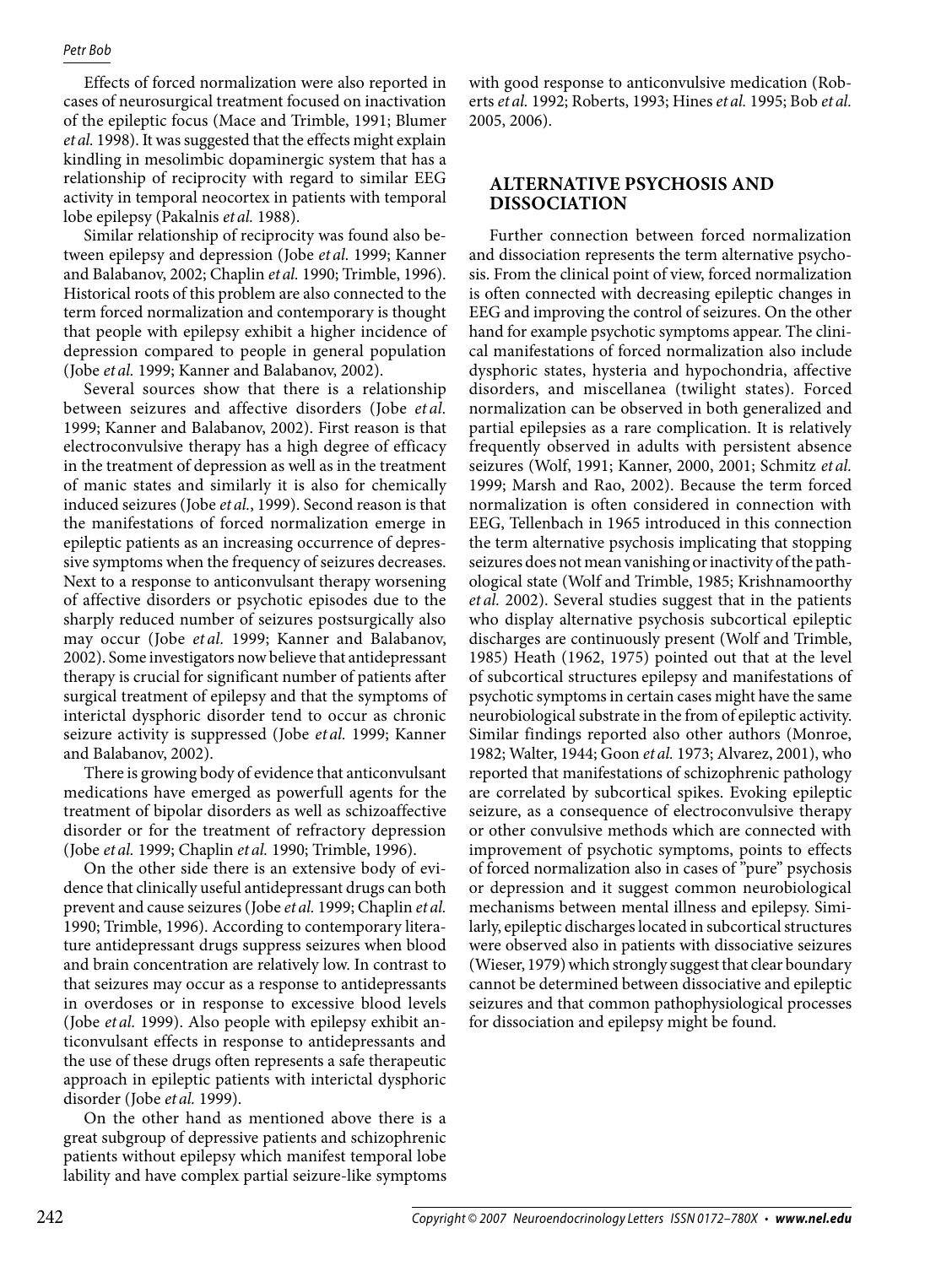Effects of forced normalization were also reported in cases of neurosurgical treatment focused on inactivation of the epileptic focus (Mace and Trimble, 1991; Blumer *et al.* 1998). It was suggested that the effects might explain kindling in mesolimbic dopaminergic system that has a relationship of reciprocity with regard to similar EEG activity in temporal neocortex in patients with temporal lobe epilepsy (Pakalnis *et al.* 1988).

Similar relationship of reciprocity was found also between epilepsy and depression (Jobe *et al.* 1999; Kanner and Balabanov, 2002; Chaplin *et al.* 1990; Trimble, 1996). Historical roots of this problem are also connected to the term forced normalization and contemporary is thought that people with epilepsy exhibit a higher incidence of depression compared to people in general population (Jobe *et al.* 1999; Kanner and Balabanov, 2002).

Several sources show that there is a relationship between seizures and affective disorders (Jobe *et al.* 1999; Kanner and Balabanov, 2002). First reason is that electroconvulsive therapy has a high degree of efficacy in the treatment of depression as well as in the treatment of manic states and similarly it is also for chemically induced seizures (Jobe *et al.*, 1999). Second reason is that the manifestations of forced normalization emerge in epileptic patients as an increasing occurrence of depressive symptoms when the frequency of seizures decreases. Next to a response to anticonvulsant therapy worsening of affective disorders or psychotic episodes due to the sharply reduced number of seizures postsurgically also may occur (Jobe *et al.* 1999; Kanner and Balabanov, 2002). Some investigators now believe that antidepressant therapy is crucial for significant number of patients after surgical treatment of epilepsy and that the symptoms of interictal dysphoric disorder tend to occur as chronic seizure activity is suppressed (Jobe *et al.* 1999; Kanner and Balabanov, 2002).

There is growing body of evidence that anticonvulsant medications have emerged as powerfull agents for the treatment of bipolar disorders as well as schizoaffective disorder or for the treatment of refractory depression (Jobe *et al.* 1999; Chaplin *et al.* 1990; Trimble, 1996).

On the other side there is an extensive body of evidence that clinically useful antidepressant drugs can both prevent and cause seizures (Jobe *et al.* 1999; Chaplin *et al.* 1990; Trimble, 1996). According to contemporary literature antidepressant drugs suppress seizures when blood and brain concentration are relatively low. In contrast to that seizures may occur as a response to antidepressants in overdoses or in response to excessive blood levels (Jobe *et al.* 1999). Also people with epilepsy exhibit anticonvulsant effects in response to antidepressants and the use of these drugs often represents a safe therapeutic approach in epileptic patients with interictal dysphoric disorder (Jobe *et al.* 1999).

On the other hand as mentioned above there is a great subgroup of depressive patients and schizophrenic patients without epilepsy which manifest temporal lobe lability and have complex partial seizure-like symptoms with good response to anticonvulsive medication (Roberts *et al.* 1992; Roberts, 1993; Hines *et al.* 1995; Bob *et al.* 2005, 2006).

## ALTERNATIVE PSYCHOSIS AND DISSOCIATION

Further connection between forced normalization and dissociation represents the term alternative psychosis. From the clinical point of view, forced normalization is often connected with decreasing epileptic changes in EEG and improving the control of seizures. On the other hand for example psychotic symptoms appear. The clinical manifestations of forced normalization also include dysphoric states, hysteria and hypochondria, affective disorders, and miscellanea (twilight states). Forced normalization can be observed in both generalized and partial epilepsies as a rare complication. It is relatively frequently observed in adults with persistent absence seizures (Wolf, 1991; Kanner, 2000, 2001; Schmitz *et al.* 1999; Marsh and Rao, 2002). Because the term forced normalization is often considered in connection with EEG, Tellenbach in 1965 introduced in this connection the term alternative psychosis implicating that stopping seizures does not mean vanishing or inactivity of the pathological state (Wolf and Trimble, 1985; Krishnamoorthy *et al.* 2002). Several studies suggest that in the patients who display alternative psychosis subcortical epileptic discharges are continuously present (Wolf and Trimble, 1985) Heath (1962, 1975) pointed out that at the level of subcortical structures epilepsy and manifestations of psychotic symptoms in certain cases might have the same neurobiological substrate in the from of epileptic activity. Similar findings reported also other authors (Monroe, 1982; Walter, 1944; Goon *et al.* 1973; Alvarez, 2001), who reported that manifestations of schizophrenic pathology are correlated by subcortical spikes. Evoking epileptic seizure, as a consequence of electroconvulsive therapy or other convulsive methods which are connected with improvement of psychotic symptoms, points to effects of forced normalization also in cases of "pure" psychosis or depression and it suggest common neurobiological mechanisms between mental illness and epilepsy. Similarly, epileptic discharges located in subcortical structures were observed also in patients with dissociative seizures (Wieser, 1979) which strongly suggest that clear boundary cannot be determined between dissociative and epileptic seizures and that common pathophysiological processes for dissociation and epilepsy might be found.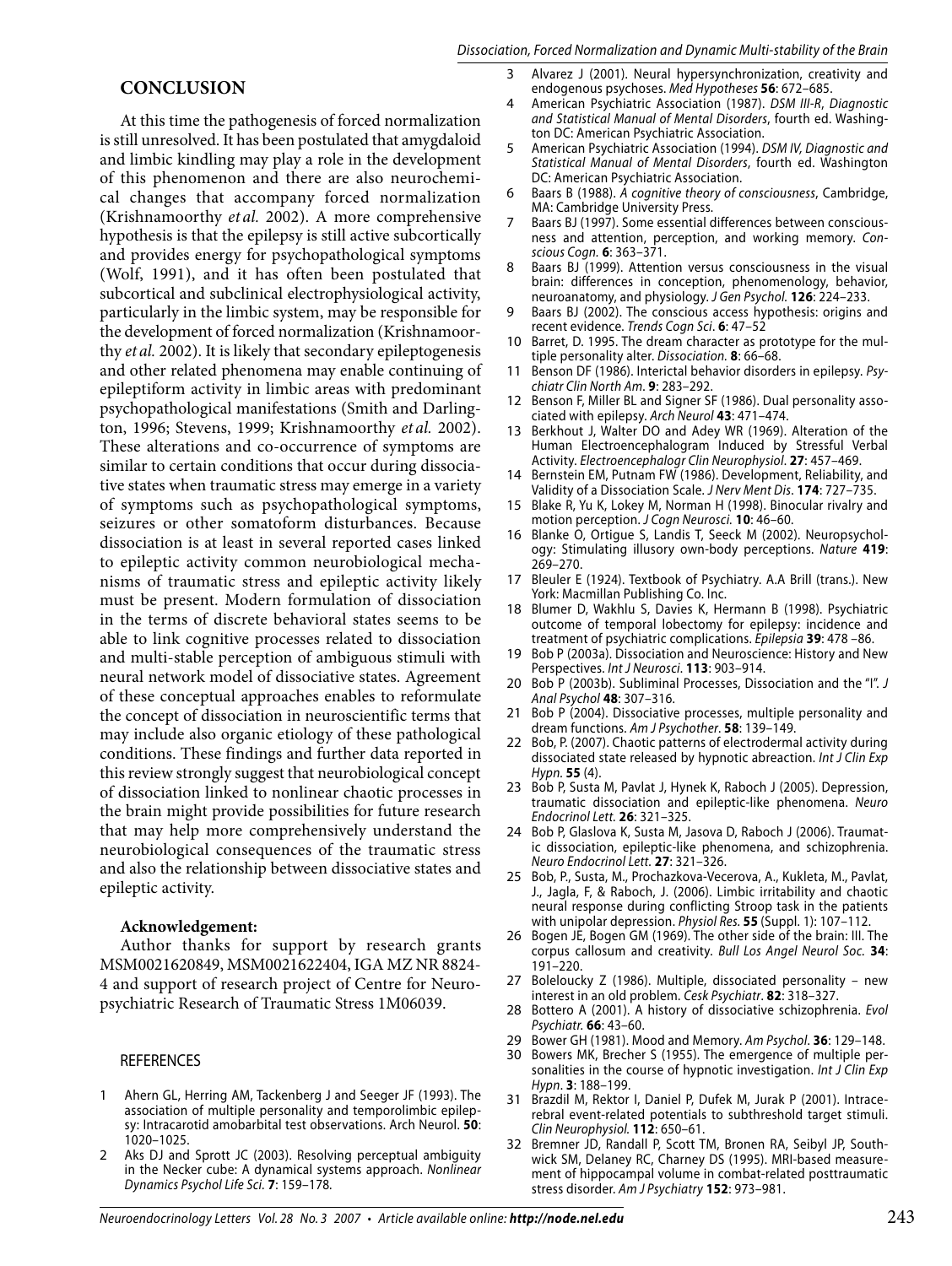## CONCLUSION

At this time the pathogenesis of forced normalization is still unresolved. It has been postulated that amygdaloid and limbic kindling may play a role in the development of this phenomenon and there are also neurochemical changes that accompany forced normalization (Krishnamoorthy *et al.* 2002). A more comprehensive hypothesis is that the epilepsy is still active subcortically and provides energy for psychopathological symptoms (Wolf, 1991), and it has often been postulated that subcortical and subclinical electrophysiological activity, particularly in the limbic system, may be responsible for the development of forced normalization (Krishnamoorthy *et al.* 2002). It is likely that secondary epileptogenesis and other related phenomena may enable continuing of epileptiform activity in limbic areas with predominant psychopathological manifestations (Smith and Darlington, 1996; Stevens, 1999; Krishnamoorthy *et al.* 2002). These alterations and co-occurrence of symptoms are similar to certain conditions that occur during dissociative states when traumatic stress may emerge in a variety of symptoms such as psychopathological symptoms, seizures or other somatoform disturbances. Because dissociation is at least in several reported cases linked to epileptic activity common neurobiological mechanisms of traumatic stress and epileptic activity likely must be present. Modern formulation of dissociation in the terms of discrete behavioral states seems to be able to link cognitive processes related to dissociation and multi-stable perception of ambiguous stimuli with neural network model of dissociative states. Agreement of these conceptual approaches enables to reformulate the concept of dissociation in neuroscientific terms that may include also organic etiology of these pathological conditions. These findings and further data reported in this review strongly suggest that neurobiological concept of dissociation linked to nonlinear chaotic processes in the brain might provide possibilities for future research that may help more comprehensively understand the neurobiological consequences of the traumatic stress and also the relationship between dissociative states and epileptic activity.

**Acknowledgement:**

Author thanks for support by research grants MSM0021620849, MSM0021622404, IGA MZ NR 8824-4 and support of research project of Centre for Neuropsychiatric Research of Traumatic Stress 1M06039.

## REFERENCES

1. Ahern GL, Herring AM, Tackenberg J and Seeger JF (1993). The association of multiple personality and temporolimbic epilepsy: Intracarotid amobarbital test observations. Arch Neurol. **50**: 1020–1025.
2. Aks DJ and Sprott JC (2003). Resolving perceptual ambiguity in the Necker cube: A dynamical systems approach. *Nonlinear Dynamics Psychol Life Sci.* **7**: 159–178.
3. Alvarez J (2001). Neural hypersynchronization, creativity and endogenous psychoses. *Med Hypotheses* **56**: 672–685.
4. American Psychiatric Association (1987). *DSM III-R*, *Diagnostic and Statistical Manual of Mental Disorders*, fourth ed. Washington DC: American Psychiatric Association.
5. American Psychiatric Association (1994). *DSM IV, Diagnostic and Statistical Manual of Mental Disorders*, fourth ed. Washington DC: American Psychiatric Association.
6. Baars B (1988). *A cognitive theory of consciousness*, Cambridge, MA: Cambridge University Press.
7. Baars BJ (1997). Some essential differences between consciousness and attention, perception, and working memory. *Conscious Cogn.* **6**: 363–371.
8. Baars BJ (1999). Attention versus consciousness in the visual brain: differences in conception, phenomenology, behavior, neuroanatomy, and physiology. *J Gen Psychol.* **126**: 224–233.
9. Baars BJ (2002). The conscious access hypothesis: origins and recent evidence. *Trends Cogn Sci*. **6**: 47–52
10. Barret, D. 1995. The dream character as prototype for the multiple personality alter. *Dissociation.* **8**: 66–68.
11. Benson DF (1986). Interictal behavior disorders in epilepsy. *Psychiatr Clin North Am*. **9**: 283–292.
12. Benson F, Miller BL and Signer SF (1986). Dual personality associated with epilepsy. *Arch Neurol* **43**: 471–474.
13. Berkhout J, Walter DO and Adey WR (1969). Alteration of the Human Electroencephalogram Induced by Stressful Verbal Activity. *Electroencephalogr Clin Neurophysiol*. **27**: 457–469.
14. Bernstein EM, Putnam FW (1986). Development, Reliability, and Validity of a Dissociation Scale. *J Nerv Ment Dis*. **174**: 727–735.
15. Blake R, Yu K, Lokey M, Norman H (1998). Binocular rivalry and motion perception. *J Cogn Neurosci.* **10**: 46–60.
16. Blanke O, Ortigue S, Landis T, Seeck M (2002). Neuropsychology: Stimulating illusory own-body perceptions. *Nature* **419**: 269–270.
17. Bleuler E (1924). Textbook of Psychiatry. A.A Brill (trans.). New York: Macmillan Publishing Co. Inc.
18. Blumer D, Wakhlu S, Davies K, Hermann B (1998). Psychiatric outcome of temporal lobectomy for epilepsy: incidence and treatment of psychiatric complications. *Epilepsia* **39**: 478 –86.
19. Bob P (2003a). Dissociation and Neuroscience: History and New Perspectives. *Int J Neurosci*. **113**: 903–914.
20. Bob P (2003b). Subliminal Processes, Dissociation and the "I". *J Anal Psychol* **48**: 307–316.
21. Bob P (2004). Dissociative processes, multiple personality and dream functions. *Am J Psychother*. **58**: 139–149.
22. Bob, P. (2007). Chaotic patterns of electrodermal activity during dissociated state released by hypnotic abreaction. *Int J Clin Exp Hypn.* **55** (4).
23. Bob P, Susta M, Pavlat J, Hynek K, Raboch J (2005). Depression, traumatic dissociation and epileptic-like phenomena. *Neuro Endocrinol Lett.* **26**: 321–325.
24. Bob P, Glaslova K, Susta M, Jasova D, Raboch J (2006). Traumatic dissociation, epileptic-like phenomena, and schizophrenia. *Neuro Endocrinol Lett.* **27**: 321–326.
25. Bob, P., Susta, M., Prochazkova-Vecerova, A., Kukleta, M., Pavlat, J., Jagla, F., & Raboch, J. (2006). Limbic irritability and chaotic neural response during conflicting Stroop task in the patients with unipolar depression. *Physiol Res.* **55** (Suppl. 1): 107–112.
26. Bogen JE, Bogen GM (1969). The other side of the brain: III. The corpus callosum and creativity. *Bull Los Angel Neurol Soc.* **34**: 191–220.
27. Boleloucky Z (1986). Multiple, dissociated personality – new interest in an old problem. *Cesk Psychiatr*. **82**: 318–327.
28. Bottero A (2001). A history of dissociative schizophrenia. *Evol Psychiatr.* **66**: 43–60.
29. Bower GH (1981). Mood and Memory. *Am Psychol*. **36**: 129–148.
30. Bowers MK, Brecher S (1955). The emergence of multiple personalities in the course of hypnotic investigation. *Int J Clin Exp Hypn*. **3**: 188–199.
31. Brazdil M, Rektor I, Daniel P, Dufek M, Jurak P (2001). Intracerebral event-related potentials to subthreshold target stimuli. *Clin Neurophysiol.* **112**: 650–61.
32. Bremner JD, Randall P, Scott TM, Bronen RA, Seibyl JP, Southwick SM, Delaney RC, Charney DS (1995). MRI-based measurement of hippocampal volume in combat-related posttraumatic stress disorder. *Am J Psychiatry* **152**: 973–981.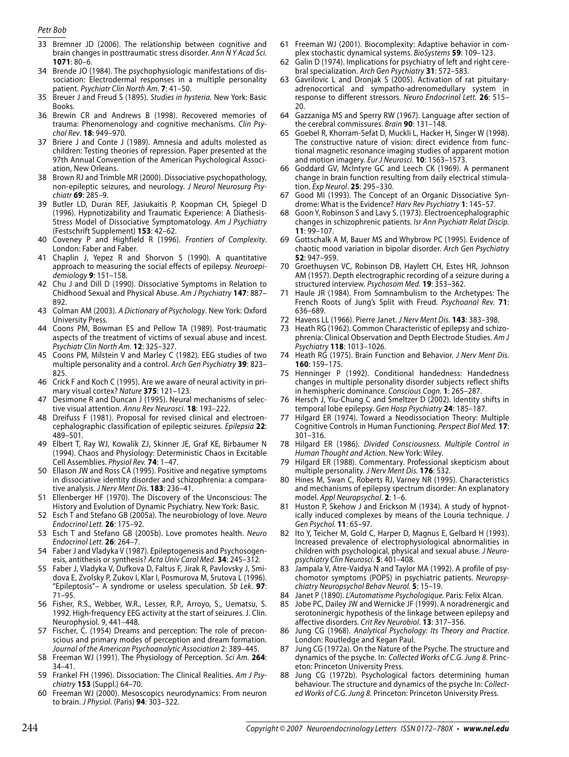33 Bremner JD (2006). The relationship between cognitive and brain changes in posttraumatic stress disorder. *Ann N Y Acad Sci.* **1071**: 80–6.

34 Brende JO (1984). The psychophysiologic manifestations of dissociation: Electrodermal responses in a multiple personality patient. *Psychiatr Clin North Am*. **7**: 41–50.

35 Breuer J and Freud S (1895). *Studies in hysteria.* New York: Basic Books.

36 Brewin CR and Andrews B (1998). Recovered memories of trauma: Phenomenology and cognitive mechanisms. *Clin Psychol Rev*. **18**: 949–970.

37 Briere J and Conte J (1989). Amnesia and adults molested as children: Testing theories of repression. Paper presented at the 97th Annual Convention of the American Psychological Association, New Orleans.

38 Brown RJ and Trimble MR (2000). Dissociative psychopathology, non-epileptic seizures, and neurology. *J Neurol Neurosurg Psychiatr* **69**: 285–9.

39 Butler LD, Duran REF, Jasiukaitis P, Koopman CH, Spiegel D (1996). Hypnotizability and Traumatic Experience: A Diathesis-Stress Model of Dissociative Symptomatology. *Am J Psychiatry* (Festschrift Supplement) **153**: 42–62.

40 Coveney P and Highfield R (1996). *Frontiers of Complexity*. London: Faber and Faber.

41 Chaplin J, Yepez R and Shorvon S (1990). A quantitative approach to measuring the social effects of epilepsy. *Neuroepidemiology* **9**: 151–158.

42 Chu J and Dill D (1990). Dissociative Symptoms in Relation to Chidhood Sexual and Physical Abuse. *Am J Psychiatry* **147**: 887–892.

43 Colman AM (2003). *A Dictionary of Psychology*. New York: Oxford University Press.

44 Coons PM, Bowman ES and Pellow TA (1989). Post-traumatic aspects of the treatment of victims of sexual abuse and incest. *Psychiatr Clin North Am*. **12**: 325–327.

45 Coons PM, Milstein V and Marley C (1982). EEG studies of two multiple personality and a control. *Arch Gen Psychiatry* **39**: 823–825.

46 Crick F and Koch C (1995). Are we aware of neural activity in primary visual cortex? *Nature* **375**: 121–123.

47 Desimone R and Duncan J (1995). Neural mechanisms of selective visual attention. *Annu Rev Neurosci*. **18**: 193–222.

48 Dreifuss F (1981). Proposal for revised clinical and electroencephalographic classification of epileptic seizures. *Epilepsia* **22**: 489–501.

49 Elbert T, Ray WJ, Kowalik ZJ, Skinner JE, Graf KE, Birbaumer N (1994). Chaos and Physiology: Deterministic Chaos in Excitable Cell Assemblies. *Physiol Rev.* **74**: 1–47.

50 Ellason JW and Ross CA (1995). Positive and negative symptoms in dissociative identity disorder and schizophrenia: a comparative analysis. *J Nerv Ment Dis.* **183**: 236–41.

51 Ellenberger HF (1970). The Discovery of the Unconscious: The History and Evolution of Dynamic Psychiatry. New York: Basic.

52 Esch T and Stefano GB (2005a). The neurobiology of love. *Neuro Endocrinol Lett.* **26**: 175–92.

53 Esch T and Stefano GB (2005b). Love promotes health. *Neuro Endocrinol Lett*. **26**: 264–7.

54 Faber J and Vladyka V (1987). Epileptogenesis and Psychosogenesis, antithesis or synthesis? *Acta Univ Carol Med*. **34**: 245–312.

55 Faber J, Vladyka V, Dufkova D, Faltus F, Jirak R, Pavlovsky J, Smidova E, Zvolsky P, Zukov I, Klar I, Posmurova M, Srutova L (1996). "Epileptosis"– A syndrome or useless speculation. *Sb Lek*. **97**: 71–95.

56 Fisher, R.S., Webber, W.R., Lesser, R.P., Arroyo, S., Uematsu, S. 1992. High-frequency EEG activity at the start of seizures. J. Clin. Neurophysiol. 9, 441–448.

57 Fischer, C. (1954) Dreams and perception: The role of preconscious and primary modes of perception and dream formation. *Journal of the American Psychoanalytic Association* 2: 389–445.

58 Freeman WJ (1991). The Physiology of Perception. *Sci Am.* **264**: 34–41.

59 Frankel FH (1996). Dissociation: The Clinical Realities. *Am J Psychiatry* **153** (Suppl.) 64–70.

60 Freeman WJ (2000). Mesoscopics neurodynamics: From neuron to brain. *J Physiol*. (Paris) **94**: 303–322.

61 Freeman WJ (2001). Biocomplexity: Adaptive behavior in complex stochastic dynamical systems. *BioSystems* **59**: 109–123.

62 Galin D (1974). Implications for psychiatry of left and right cerebral specialization. *Arch Gen Psychiatry* **31**: 572–583.

63 Gavrilovic L and Dronjak S (2005). Activation of rat pituitary-adrenocortical and sympatho-adrenomedullary system in response to different stressors. *Neuro Endocrinol Lett.* **26**: 515–20.

64 Gazzaniga MS and Sperry RW (1967). Language after section of the cerebral commissures. *Brain* **90**: 131–148.

65 Goebel R, Khorram-Sefat D, Muckli L, Hacker H, Singer W (1998). The constructive nature of vision: direct evidence from functional magnetic resonance imaging studies of apparent motion and motion imagery. *Eur J Neurosci.* **10**: 1563–1573.

66 Goddard GV, McIntyre GC and Leech CK (1969). A permanent change in brain function resulting from daily electrical stimulation. *Exp Neurol*. **25**: 295–330.

67 Good MI (1993). The Concept of an Organic Dissociative Syndrome: What is the Evidence? *Harv Rev Psychiatry* **1**: 145–57.

68 Goon Y, Robinson S and Lavy S. (1973). Electroencephalographic changes in schizophrenic patients. *Isr Ann Psychiatr Relat Discip*. **11**: 99–107.

69 Gottschalk A M, Bauer MS and Whybrow PC (1995). Evidence of chaotic mood variation in bipolar disorder. *Arch Gen Psychiatry* **52**: 947–959.

70 Groethuysen VC, Robinson DB, Haylett CH, Estes HR, Johnson AM (1957). Depth electrographic recording of a seizure during a structured interview. *Psychosom Med.* **19**: 353–362.

71 Haule JR (1984). From Somnambulism to the Archetypes: The French Roots of Jung's Split with Freud. *Psychoanal Rev.* **71**: 636–689.

72 Havens LL (1966). Pierre Janet. *J Nerv Ment Dis.* **143**: 383–398.

73 Heath RG (1962). Common Characteristic of epilepsy and schizophrenia: Clinical Observation and Depth Electrode Studies. *Am J Psychiatry* **118**: 1013–1026.

74 Heath RG (1975). Brain Function and Behavior. *J Nerv Ment Dis.* **160**: 159–175.

75 Henninger P (1992). Conditional handedness: Handedness changes in multiple personality disorder subjects reflect shifts in hemispheric dominance. *Conscious Cogn.* **1**: 265–287.

76 Hersch J, Yiu-Chung C and Smeltzer D (2002). Identity shifts in temporal lobe epilepsy. *Gen Hosp Psychiatry* **24**: 185–187.

77 Hilgard ER (1974). Toward a Neodissociation Theory: Multiple Cognitive Controls in Human Functioning. *Perspect Biol Med.* **17**: 301–316.

78 Hilgard ER (1986). *Divided Consciousness. Multiple Control in Human Thought and Action.* New York: Wiley.

79 Hilgard ER (1988). Commentary. Professional skepticism about multiple personality. *J Nerv Ment Dis.* **176**: 532.

80 Hines M, Swan C, Roberts RJ, Varney NR (1995). Characteristics and mechanisms of epilepsy spectrum disorder: An explanatory model. *Appl Neuropsychol*. **2**: 1–6.

81 Huston P, Skehow J and Erickson M (1934). A study of hypnotically induced complexes by means of the Louria technique. *J Gen Psychol.* **11**: 65–97.

82 Ito Y, Teicher M, Gold C, Harper D, Magnus E, Gelbard H (1993). Increased prevalence of electrophysiological abnormalities in children with psychological, physical and sexual abuse. *J Neuropsychiatry Clin Neurosci*. **5**: 401–408.

83 Jampala V, Atre-Vaidya N and Taylor MA (1992). A profile of psychomotor symptoms (POPS) in psychiatric patients. *Neuropsychiatry Neuropsychol Behav Neurol.* **5**: 15–19.

84 Janet P (1890). *L'Automatisme Psychologique.* Paris: Felix Alcan.

85 Jobe PC, Dailey JW and Wernicke JF (1999). A noradrenergic and serotoninergic hypothesis of the linkage between epilepsy and affective disorders. *Crit Rev Neurobiol*. **13**: 317–356.

86 Jung CG (1968). *Analytical Psychology: Its Theory and Practice*. London: Routledge and Kegan Paul.

87 Jung CG (1972a). On the Nature of the Psyche. The structure and dynamics of the psyche. In: *Collected Works of C.G. Jung 8*. Princeton: Princeton University Press.

88 Jung CG (1972b). Psychological factors determining human behaviour. The structure and dynamics of the psyche In: *Collected Works of C.G. Jung 8*. Princeton: Princeton University Press.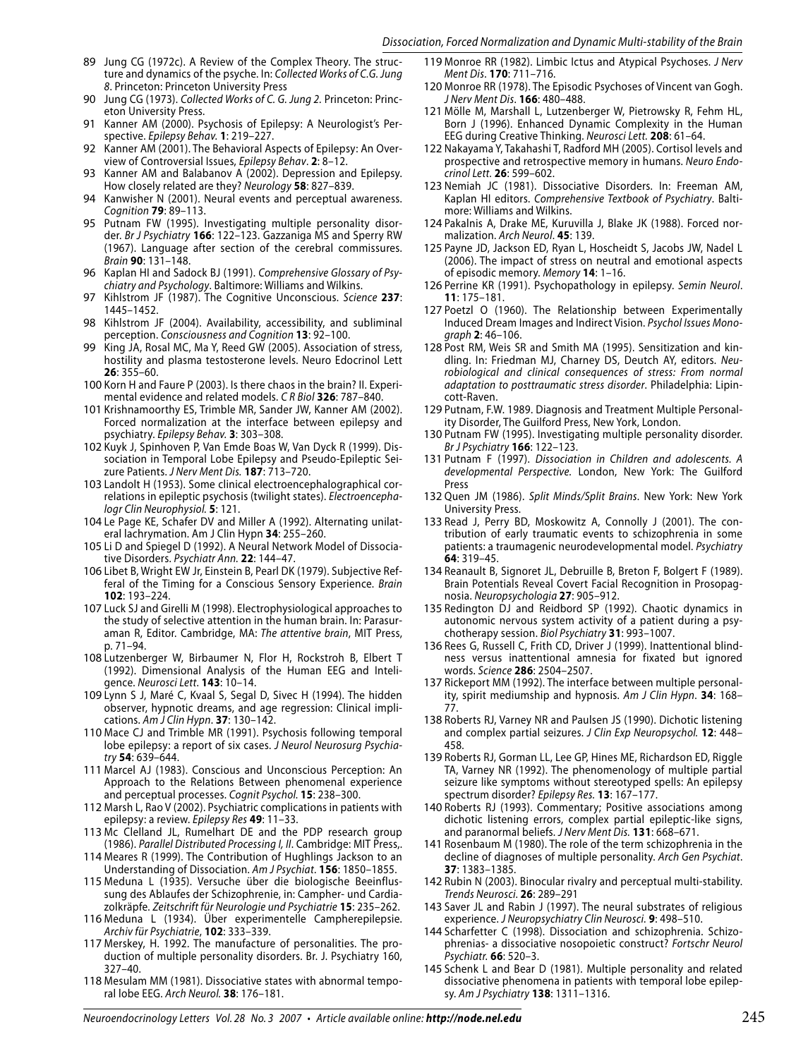89 Jung CG (1972c). A Review of the Complex Theory. The structure and dynamics of the psyche. In: *Collected Works of C.G. Jung 8*. Princeton: Princeton University Press

90 Jung CG (1973). *Collected Works of C. G. Jung 2.* Princeton: Princeton University Press.

91 Kanner AM (2000). Psychosis of Epilepsy: A Neurologist's Perspective. *Epilepsy Behav.* **1**: 219–227.

92 Kanner AM (2001). The Behavioral Aspects of Epilepsy: An Overview of Controversial Issues, *Epilepsy Behav*. **2**: 8–12.

93 Kanner AM and Balabanov A (2002). Depression and Epilepsy. How closely related are they? *Neurology* **58**: 827–839.

94 Kanwisher N (2001). Neural events and perceptual awareness. *Cognition* **79**: 89–113.

95 Putnam FW (1995). Investigating multiple personality disorder. *Br J Psychiatry* **166**: 122–123. Gazzaniga MS and Sperry RW (1967). Language after section of the cerebral commissures. *Brain* **90**: 131–148.

96 Kaplan HI and Sadock BJ (1991). *Comprehensive Glossary of Psychiatry and Psychology*. Baltimore: Williams and Wilkins.

97 Kihlstrom JF (1987). The Cognitive Unconscious. *Science* **237**: 1445–1452.

98 Kihlstrom JF (2004). Availability, accessibility, and subliminal perception. *Consciousness and Cognition* **13**: 92–100.

99 King JA, Rosal MC, Ma Y, Reed GW (2005). Association of stress, hostility and plasma testosterone levels. Neuro Edocrinol Lett **26**: 355–60.

100 Korn H and Faure P (2003). Is there chaos in the brain? II. Experimental evidence and related models. *C R Biol* **326**: 787–840.

101 Krishnamoorthy ES, Trimble MR, Sander JW, Kanner AM (2002). Forced normalization at the interface between epilepsy and psychiatry. *Epilepsy Behav.* **3**: 303–308.

102 Kuyk J, Spinhoven P, Van Emde Boas W, Van Dyck R (1999). Dissociation in Temporal Lobe Epilepsy and Pseudo-Epileptic Seizure Patients. *J Nerv Ment Dis.* **187**: 713–720.

103 Landolt H (1953). Some clinical electroencephalographical correlations in epileptic psychosis (twilight states). *Electroencephalogr Clin Neurophysiol.* **5**: 121.

104 Le Page KE, Schafer DV and Miller A (1992). Alternating unilateral lachrymation. Am J Clin Hypn **34**: 255–260.

105 Li D and Spiegel D (1992). A Neural Network Model of Dissociative Disorders. *Psychiatr Ann.* **22**: 144–47.

106 Libet B, Wright EW Jr, Einstein B, Pearl DK (1979). Subjective Refferal of the Timing for a Conscious Sensory Experience. *Brain* **102**: 193–224.

107 Luck SJ and Girelli M (1998). Electrophysiological approaches to the study of selective attention in the human brain. In: Parasuraman R, Editor. Cambridge, MA: *The attentive brain*, MIT Press, p. 71–94.

108 Lutzenberger W, Birbaumer N, Flor H, Rockstroh B, Elbert T (1992). Dimensional Analysis of the Human EEG and Inteligence. *Neurosci Lett.* **143**: 10–14.

109 Lynn S J, Maré C, Kvaal S, Segal D, Sivec H (1994). The hidden observer, hypnotic dreams, and age regression: Clinical implications. *Am J Clin Hypn*. **37**: 130–142.

110 Mace CJ and Trimble MR (1991). Psychosis following temporal lobe epilepsy: a report of six cases. *J Neurol Neurosurg Psychiatry* **54**: 639–644.

111 Marcel AJ (1983). Conscious and Unconscious Perception: An Approach to the Relations Between phenomenal experience and perceptual processes. *Cognit Psychol.* **15**: 238–300.

112 Marsh L, Rao V (2002). Psychiatric complications in patients with epilepsy: a review. *Epilepsy Res* **49**: 11–33.

113 Mc Clelland JL, Rumelhart DE and the PDP research group (1986). *Parallel Distributed Processing I, II*. Cambridge: MIT Press,.

114 Meares R (1999). The Contribution of Hughlings Jackson to an Understanding of Dissociation. *Am J Psychiat*. **156**: 1850–1855.

115 Meduna L (1935). Versuche über die biologische Beeinflussung des Ablaufes der Schizophrenie, in: Campher- und Cardiazolkräpfe. *Zeitschrift für Neurologie und Psychiatrie* **15**: 235–262.

116 Meduna L (1934). Über experimentelle Campherepilepsie. *Archiv für Psychiatrie*, **102**: 333–339.

117 Merskey, H. 1992. The manufacture of personalities. The production of multiple personality disorders. Br. J. Psychiatry 160, 327–40.

118 Mesulam MM (1981). Dissociative states with abnormal temporal lobe EEG. *Arch Neurol.* **38**: 176–181.

119 Monroe RR (1982). Limbic Ictus and Atypical Psychoses. *J Nerv Ment Dis*. **170**: 711–716.

120 Monroe RR (1978). The Episodic Psychoses of Vincent van Gogh. *J Nerv Ment Dis*. **166**: 480–488.

121 Mölle M, Marshall L, Lutzenberger W, Pietrowsky R, Fehm HL, Born J (1996). Enhanced Dynamic Complexity in the Human EEG during Creative Thinking. *Neurosci Lett.* **208**: 61–64.

122 Nakayama Y, Takahashi T, Radford MH (2005). Cortisol levels and prospective and retrospective memory in humans. *Neuro Endocrinol Lett*. **26**: 599–602.

123 Nemiah JC (1981). Dissociative Disorders. In: Freeman AM, Kaplan HI editors. *Comprehensive Textbook of Psychiatry*. Baltimore: Williams and Wilkins.

124 Pakalnis A, Drake ME, Kuruvilla J, Blake JK (1988). Forced normalization. *Arch Neurol*. **45**: 139.

125 Payne JD, Jackson ED, Ryan L, Hoscheidt S, Jacobs JW, Nadel L (2006). The impact of stress on neutral and emotional aspects of episodic memory. *Memory* **14**: 1–16.

126 Perrine KR (1991). Psychopathology in epilepsy. *Semin Neurol*. **11**: 175–181.

127 Poetzl O (1960). The Relationship between Experimentally Induced Dream Images and Indirect Vision. *Psychol Issues Monograph* **2**: 46–106.

128 Post RM, Weis SR and Smith MA (1995). Sensitization and kindling. In: Friedman MJ, Charney DS, Deutch AY, editors. *Neurobiological and clinical consequences of stress: From normal adaptation to posttraumatic stress disorder*. Philadelphia: Lipincott-Raven.

129 Putnam, F.W. 1989. Diagnosis and Treatment Multiple Personality Disorder, The Guilford Press, New York, London.

130 Putnam FW (1995). Investigating multiple personality disorder. *Br J Psychiatry* **166**: 122–123.

131 Putnam F (1997). *Dissociation in Children and adolescents. A developmental Perspective.* London, New York: The Guilford Press

132 Quen JM (1986). *Split Minds/Split Brains*. New York: New York University Press.

133 Read J, Perry BD, Moskowitz A, Connolly J (2001). The contribution of early traumatic events to schizophrenia in some patients: a traumagenic neurodevelopmental model. *Psychiatry* **64**: 319–45.

134 Reanault B, Signoret JL, Debruille B, Breton F, Bolgert F (1989). Brain Potentials Reveal Covert Facial Recognition in Prosopagnosia. *Neuropsychologia* **27**: 905–912.

135 Redington DJ and Reidbord SP (1992). Chaotic dynamics in autonomic nervous system activity of a patient during a psychotherapy session. *Biol Psychiatry* **31**: 993–1007.

136 Rees G, Russell C, Frith CD, Driver J (1999). Inattentional blindness versus inattentional amnesia for fixated but ignored words. *Science* **286**: 2504–2507.

137 Rickeport MM (1992). The interface between multiple personality, spirit mediumship and hypnosis. *Am J Clin Hypn*. **34**: 168–77.

138 Roberts RJ, Varney NR and Paulsen JS (1990). Dichotic listening and complex partial seizures. *J Clin Exp Neuropsychol.* **12**: 448–458.

139 Roberts RJ, Gorman LL, Lee GP, Hines ME, Richardson ED, Riggle TA, Varney NR (1992). The phenomenology of multiple partial seizure like symptoms without stereotyped spells: An epilepsy spectrum disorder? *Epilepsy Res.* **13**: 167–177.

140 Roberts RJ (1993). Commentary; Positive associations among dichotic listening errors, complex partial epileptic-like signs, and paranormal beliefs. *J Nerv Ment Dis.* **131**: 668–671.

141 Rosenbaum M (1980). The role of the term schizophrenia in the decline of diagnoses of multiple personality. *Arch Gen Psychiat*. **37**: 1383–1385.

142 Rubin N (2003). Binocular rivalry and perceptual multi-stability. *Trends Neurosci*. **26**: 289–291

143 Saver JL and Rabin J (1997). The neural substrates of religious experience. *J Neuropsychiatry Clin Neurosci.* **9**: 498–510.

144 Scharfetter C (1998). Dissociation and schizophrenia. Schizophrenias- a dissociative nosopoietic construct? *Fortschr Neurol Psychiatr.* **66**: 520–3.

145 Schenk L and Bear D (1981). Multiple personality and related dissociative phenomena in patients with temporal lobe epilepsy. *Am J Psychiatry* **138**: 1311–1316.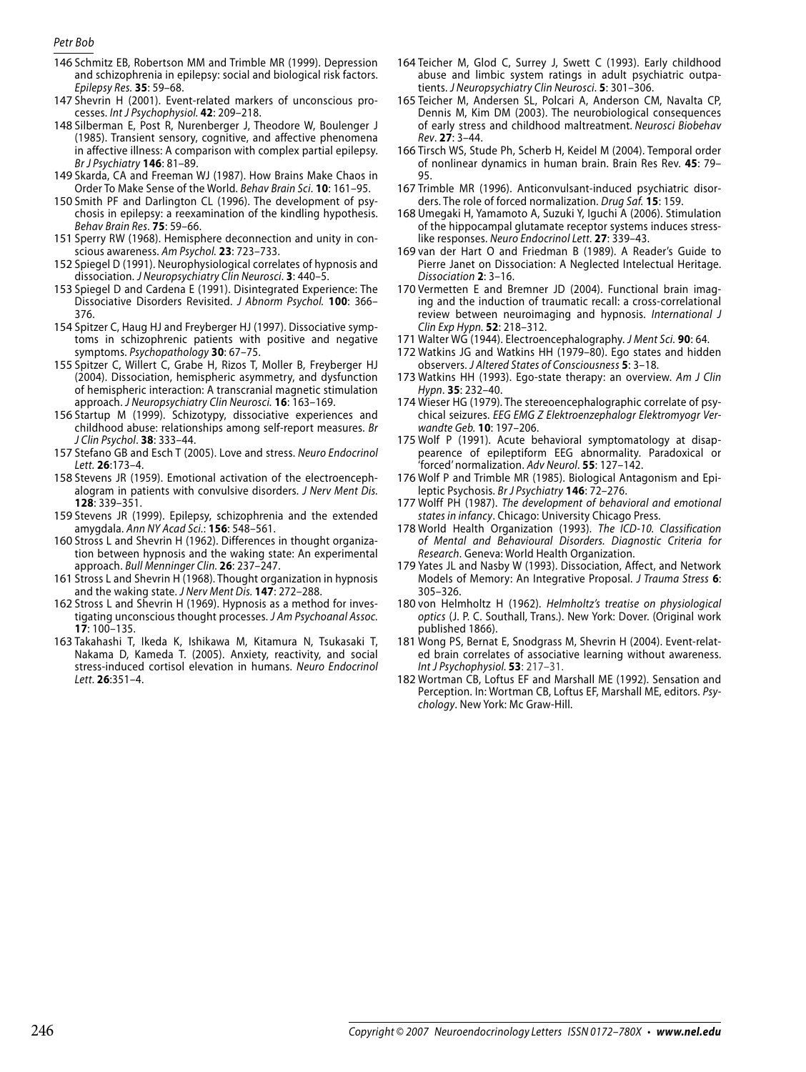146 Schmitz EB, Robertson MM and Trimble MR (1999). Depression and schizophrenia in epilepsy: social and biological risk factors. *Epilepsy Res.* **35**: 59–68.

147 Shevrin H (2001). Event-related markers of unconscious processes. *Int J Psychophysiol.* **42**: 209–218.

148 Silberman E, Post R, Nurenberger J, Theodore W, Boulenger J (1985). Transient sensory, cognitive, and affective phenomena in affective illness: A comparison with complex partial epilepsy. *Br J Psychiatry* **146**: 81–89.

149 Skarda, CA and Freeman WJ (1987). How Brains Make Chaos in Order To Make Sense of the World. *Behav Brain Sci*. **10**: 161–95.

150 Smith PF and Darlington CL (1996). The development of psychosis in epilepsy: a reexamination of the kindling hypothesis. *Behav Brain Res*. **75**: 59–66.

151 Sperry RW (1968). Hemisphere deconnection and unity in conscious awareness. *Am Psychol.* **23**: 723–733.

152 Spiegel D (1991). Neurophysiological correlates of hypnosis and dissociation. *J Neuropsychiatry Clin Neurosci*. **3**: 440–5.

153 Spiegel D and Cardena E (1991). Disintegrated Experience: The Dissociative Disorders Revisited. *J Abnorm Psychol.* **100**: 366–376.

154 Spitzer C, Haug HJ and Freyberger HJ (1997). Dissociative symptoms in schizophrenic patients with positive and negative symptoms. *Psychopathology* **30**: 67–75.

155 Spitzer C, Willert C, Grabe H, Rizos T, Moller B, Freyberger HJ (2004). Dissociation, hemispheric asymmetry, and dysfunction of hemispheric interaction: A transcranial magnetic stimulation approach. *J Neuropsychiatry Clin Neurosci.* **16**: 163–169.

156 Startup M (1999). Schizotypy, dissociative experiences and childhood abuse: relationships among self-report measures. *Br J Clin Psychol*. **38**: 333–44.

157 Stefano GB and Esch T (2005). Love and stress. *Neuro Endocrinol Lett.* **26**:173–4.

158 Stevens JR (1959). Emotional activation of the electroencephalogram in patients with convulsive disorders. *J Nerv Ment Dis.* **128**: 339–351.

159 Stevens JR (1999). Epilepsy, schizophrenia and the extended amygdala. *Ann NY Acad Sci*.: **156**: 548–561.

160 Stross L and Shevrin H (1962). Differences in thought organization between hypnosis and the waking state: An experimental approach. *Bull Menninger Clin.* **26**: 237–247.

161 Stross L and Shevrin H (1968). Thought organization in hypnosis and the waking state. *J Nerv Ment Dis.* **147**: 272–288.

162 Stross L and Shevrin H (1969). Hypnosis as a method for investigating unconscious thought processes. *J Am Psychoanal Assoc.* **17**: 100–135.

163 Takahashi T, Ikeda K, Ishikawa M, Kitamura N, Tsukasaki T, Nakama D, Kameda T. (2005). Anxiety, reactivity, and social stress-induced cortisol elevation in humans. *Neuro Endocrinol Lett*. **26**:351–4.

164 Teicher M, Glod C, Surrey J, Swett C (1993). Early childhood abuse and limbic system ratings in adult psychiatric outpatients. *J Neuropsychiatry Clin Neurosci*. **5**: 301–306.

165 Teicher M, Andersen SL, Polcari A, Anderson CM, Navalta CP, Dennis M, Kim DM (2003). The neurobiological consequences of early stress and childhood maltreatment. *Neurosci Biobehav Rev*. **27**: 3–44.

166 Tirsch WS, Stude Ph, Scherb H, Keidel M (2004). Temporal order of nonlinear dynamics in human brain. Brain Res Rev. **45**: 79–95.

167 Trimble MR (1996). Anticonvulsant-induced psychiatric disorders. The role of forced normalization. *Drug Saf.* **15**: 159.

168 Umegaki H, Yamamoto A, Suzuki Y, Iguchi A (2006). Stimulation of the hippocampal glutamate receptor systems induces stress-like responses. *Neuro Endocrinol Lett*. **27**: 339–43.

169 van der Hart O and Friedman B (1989). A Reader's Guide to Pierre Janet on Dissociation: A Neglected Intelectual Heritage. *Dissociation* **2**: 3–16.

170 Vermetten E and Bremner JD (2004). Functional brain imaging and the induction of traumatic recall: a cross-correlational review between neuroimaging and hypnosis. *International J Clin Exp Hypn.* **52**: 218–312.

171 Walter WG (1944). Electroencephalography. *J Ment Sci.* **90**: 64.

172 Watkins JG and Watkins HH (1979–80). Ego states and hidden observers. *J Altered States of Consciousness* **5**: 3–18.

173 Watkins HH (1993). Ego-state therapy: an overview. *Am J Clin Hypn*. **35**: 232–40.

174 Wieser HG (1979). The stereoencephalographic correlate of psychical seizures. *EEG EMG Z Elektroenzephalogr Elektromyogr Verwandte Geb.* **10**: 197–206.

175 Wolf P (1991). Acute behavioral symptomatology at disappearence of epileptiform EEG abnormality. Paradoxical or 'forced' normalization. *Adv Neurol*. **55**: 127–142.

176 Wolf P and Trimble MR (1985). Biological Antagonism and Epileptic Psychosis. *Br J Psychiatry* **146**: 72–276.

177 Wolff PH (1987). *The development of behavioral and emotional states in infancy*. Chicago: University Chicago Press.

178 World Health Organization (1993). *The ICD-10. Classification of Mental and Behavioural Disorders. Diagnostic Criteria for Research*. Geneva: World Health Organization.

179 Yates JL and Nasby W (1993). Dissociation, Affect, and Network Models of Memory: An Integrative Proposal. *J Trauma Stress* **6**: 305–326.

180 von Helmholtz H (1962). *Helmholtz's treatise on physiological optics* (J. P. C. Southall, Trans.). New York: Dover. (Original work published 1866).

181 Wong PS, Bernat E, Snodgrass M, Shevrin H (2004). Event-related brain correlates of associative learning without awareness. *Int J Psychophysiol.* **53**: 217–31.

182 Wortman CB, Loftus EF and Marshall ME (1992). Sensation and Perception. In: Wortman CB, Loftus EF, Marshall ME, editors. *Psychology*. New York: Mc Graw-Hill.